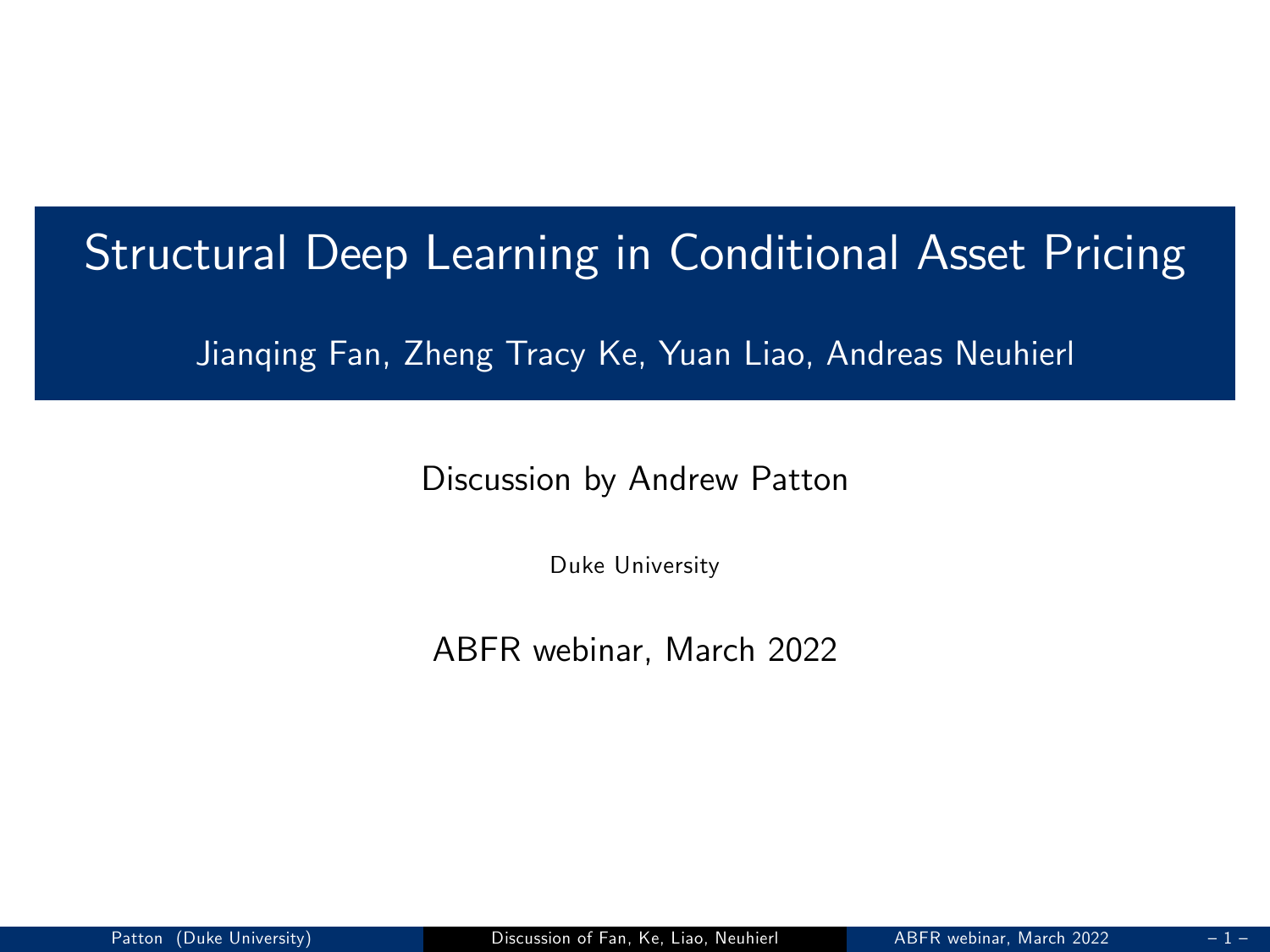# Structural Deep Learning in Conditional Asset Pricing

Jianqing Fan, Zheng Tracy Ke, Yuan Liao, Andreas Neuhierl

Discussion by Andrew Patton

Duke University

ABFR webinar, March 2022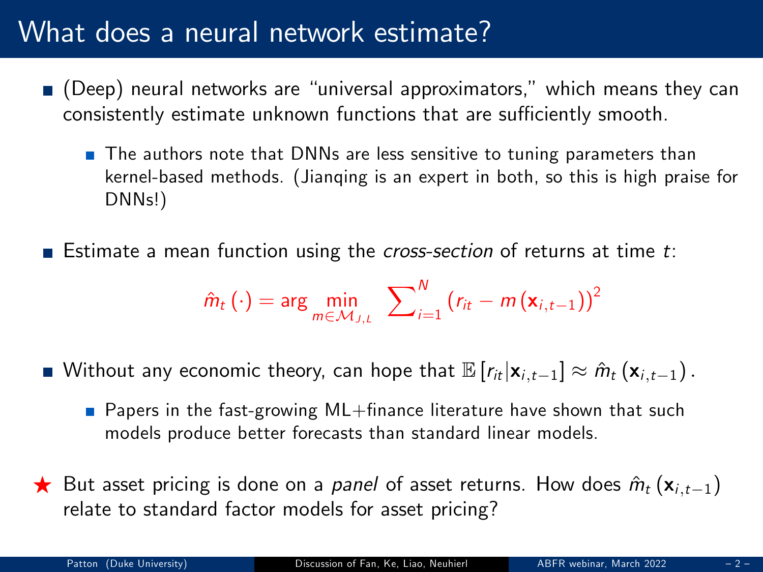# What does a neural network estimate?

- (Deep) neural networks are "universal approximators," which means they can consistently estimate unknown functions that are sufficiently smooth.
  - The authors note that DNNs are less sensitive to tuning parameters than kernel-based methods. (Jianqing is an expert in both, so this is high praise for DNNs!)

- Estimate a mean function using the *cross-section* of returns at time $t$:

$$\hat{m}_t(\cdot) = \arg \min_{m \in \mathcal{M}_{J,L}} \sum_{i=1}^{N} \left( r_{it} - m(\mathbf{x}_{i,t-1}) \right)^2$$

- Without any economic theory, can hope that $\mathbb{E}[r_{it} | \mathbf{x}_{i,t-1}] \approx \hat{m}_t(\mathbf{x}_{i,t-1})$.
  - Papers in the fast-growing ML+finance literature have shown that such models produce better forecasts than standard linear models.

★ But asset pricing is done on a *panel* of asset returns. How does $\hat{m}_t(\mathbf{x}_{i,t-1})$ relate to standard factor models for asset pricing?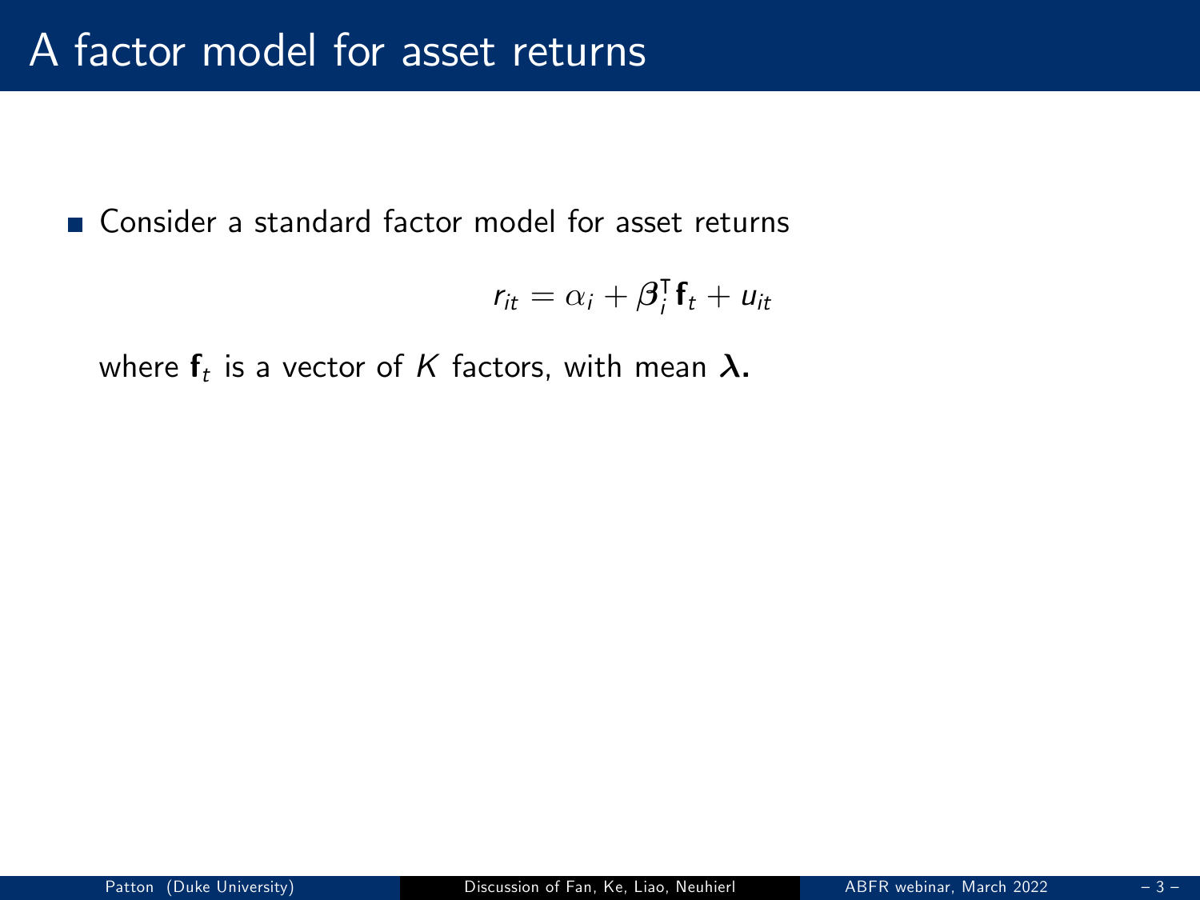# A factor model for asset returns

- Consider a standard factor model for asset returns

$$r_{it} = \alpha_i + \boldsymbol{\beta}_i^\intercal \mathbf{f}_t + u_{it}$$

where $\mathbf{f}_t$ is a vector of $K$ factors, with mean $\boldsymbol{\lambda}$.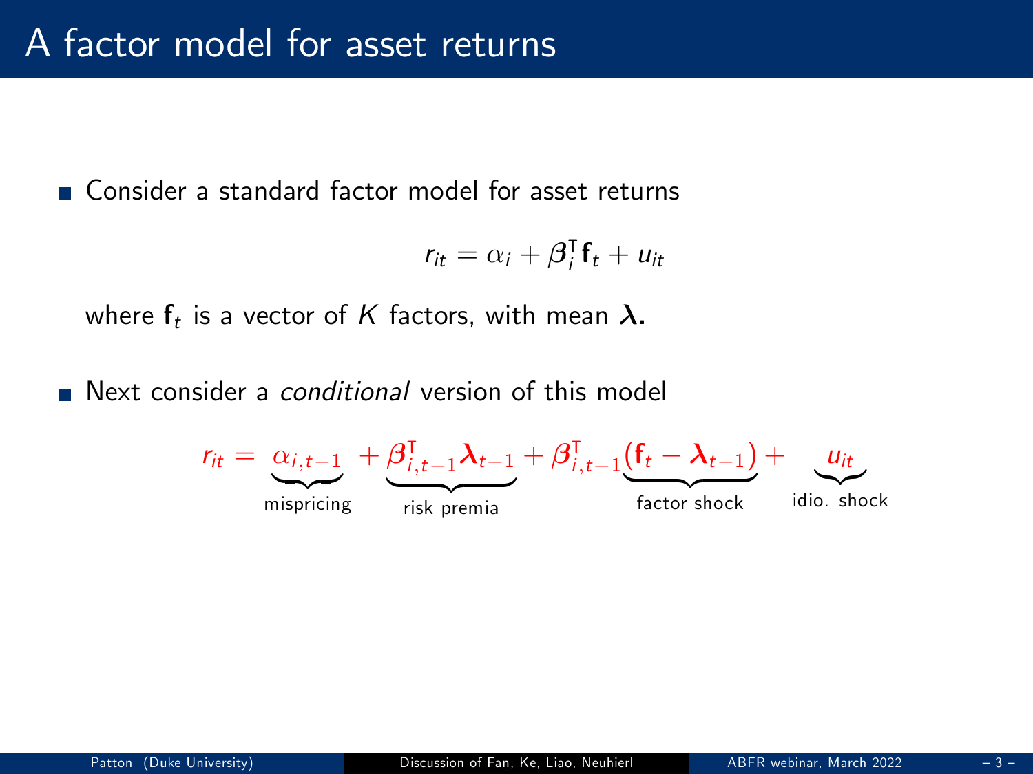# A factor model for asset returns

- Consider a standard factor model for asset returns

$$r_{it} = \alpha_i + \boldsymbol{\beta}_i^{\intercal} \mathbf{f}_t + u_{it}$$

  where $\mathbf{f}_t$ is a vector of $K$ factors, with mean $\boldsymbol{\lambda}$.

- Next consider a *conditional* version of this model

$$r_{it} = \underbrace{\alpha_{i,t-1}}_{\text{mispricing}} + \underbrace{\boldsymbol{\beta}_{i,t-1}^{\intercal} \boldsymbol{\lambda}_{t-1}}_{\text{risk premia}} + \boldsymbol{\beta}_{i,t-1}^{\intercal} \underbrace{(\mathbf{f}_t - \boldsymbol{\lambda}_{t-1})}_{\text{factor shock}} + \underbrace{u_{it}}_{\text{idio. shock}}$$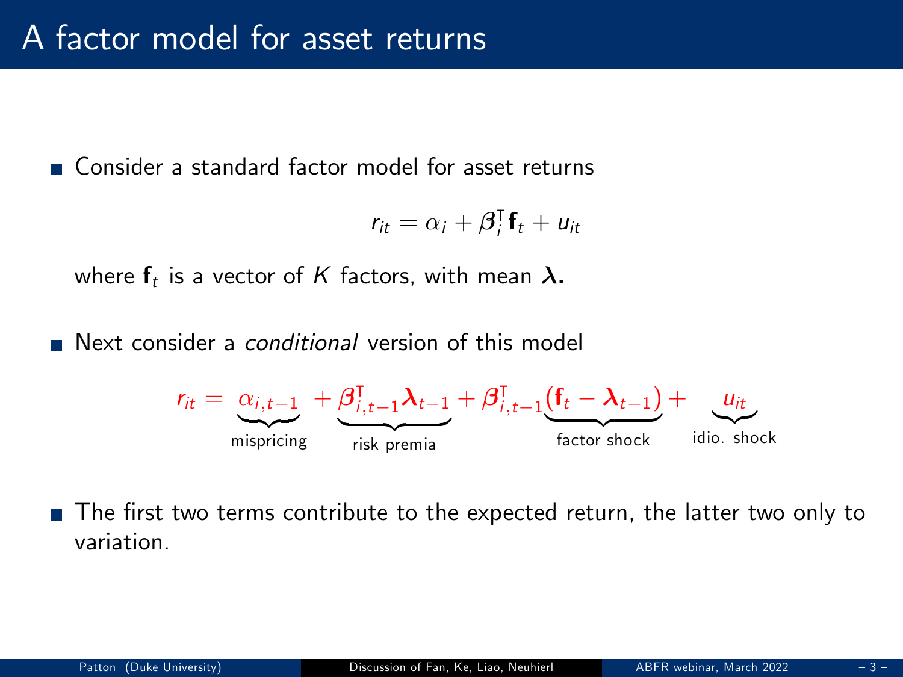# A factor model for asset returns

- Consider a standard factor model for asset returns

$$r_{it} = \alpha_i + \boldsymbol{\beta}_i^{\intercal} \mathbf{f}_t + u_{it}$$

where $\mathbf{f}_t$ is a vector of $K$ factors, with mean $\boldsymbol{\lambda}$.

- Next consider a *conditional* version of this model

$$r_{it} = \underbrace{\alpha_{i,t-1}}_{\text{mispricing}} + \underbrace{\boldsymbol{\beta}_{i,t-1}^{\intercal} \boldsymbol{\lambda}_{t-1}}_{\text{risk premia}} + \boldsymbol{\beta}_{i,t-1}^{\intercal} \underbrace{(\mathbf{f}_t - \boldsymbol{\lambda}_{t-1})}_{\text{factor shock}} + \underbrace{u_{it}}_{\text{idio. shock}}$$

- The first two terms contribute to the expected return, the latter two only to variation.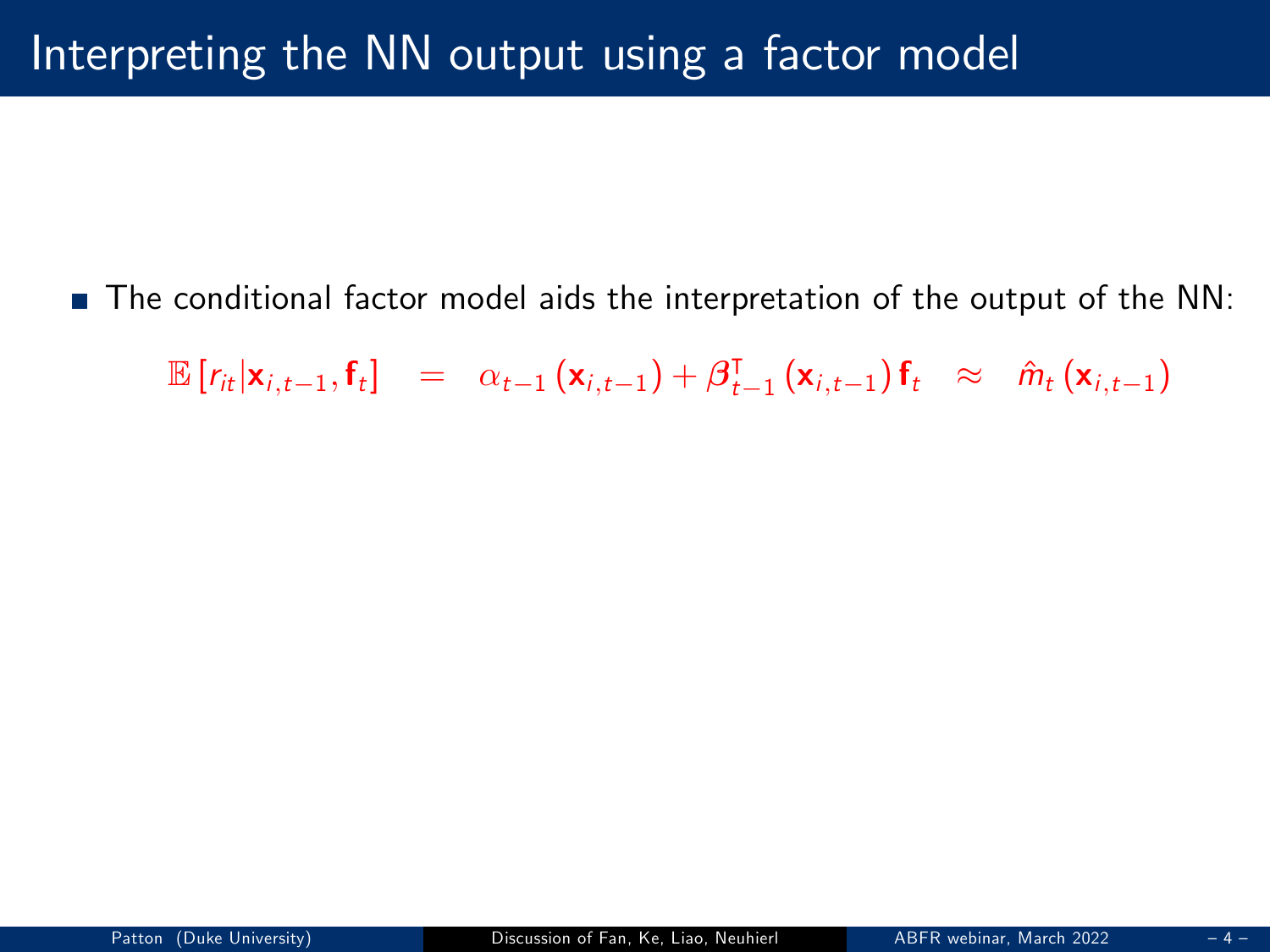# Interpreting the NN output using a factor model

- The conditional factor model aids the interpretation of the output of the NN:

$$\mathbb{E}\left[r_{it}|\mathbf{x}_{i,t-1},\mathbf{f}_t\right] \quad = \quad \alpha_{t-1}\left(\mathbf{x}_{i,t-1}\right)+\boldsymbol{\beta}_{t-1}^{\intercal}\left(\mathbf{x}_{i,t-1}\right)\mathbf{f}_t \quad \approx \quad \hat{m}_t\left(\mathbf{x}_{i,t-1}\right)$$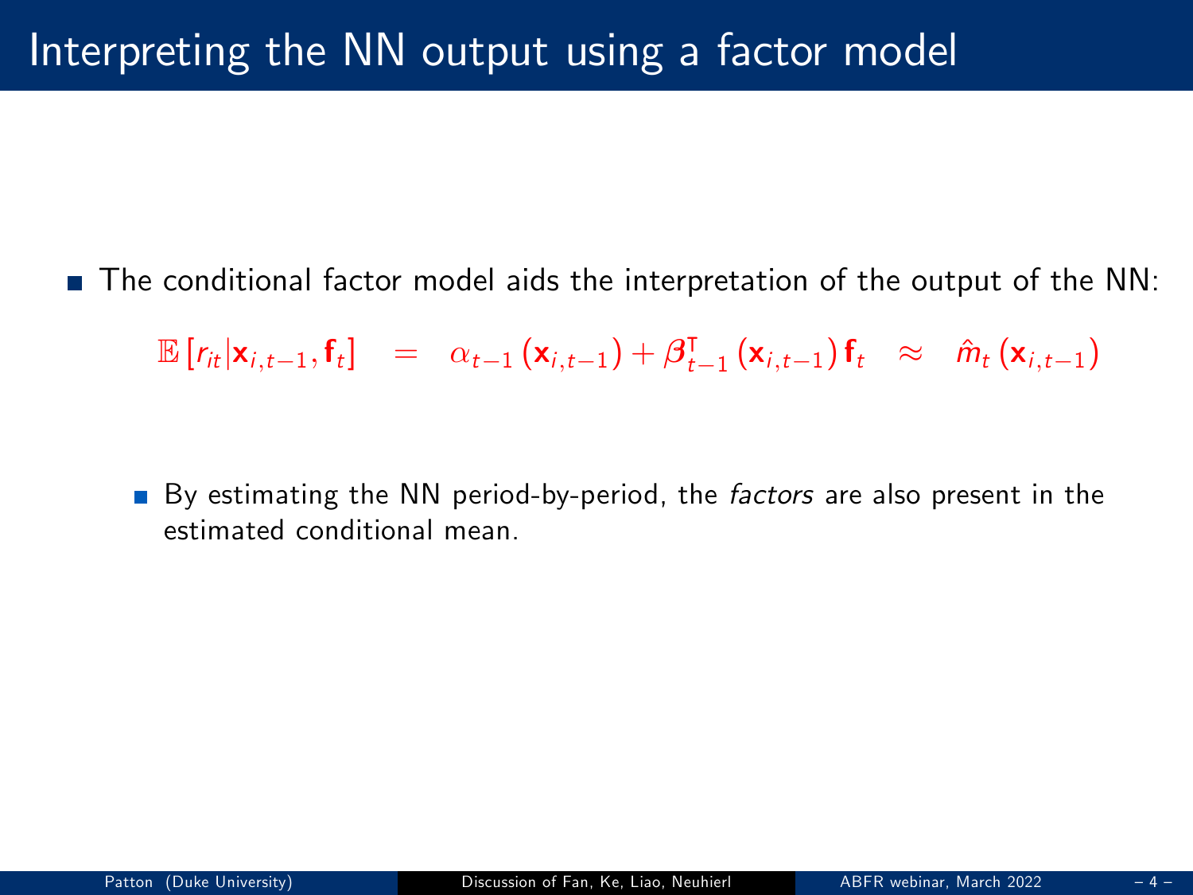# Interpreting the NN output using a factor model

- The conditional factor model aids the interpretation of the output of the NN:

$$\mathbb{E}\left[r_{it}|\mathbf{x}_{i,t-1},\mathbf{f}_t\right] \quad = \quad \alpha_{t-1}\left(\mathbf{x}_{i,t-1}\right)+\boldsymbol{\beta}_{t-1}^{\intercal}\left(\mathbf{x}_{i,t-1}\right)\mathbf{f}_t \quad \approx \quad \hat{m}_t\left(\mathbf{x}_{i,t-1}\right)$$

  - By estimating the NN period-by-period, the *factors* are also present in the estimated conditional mean.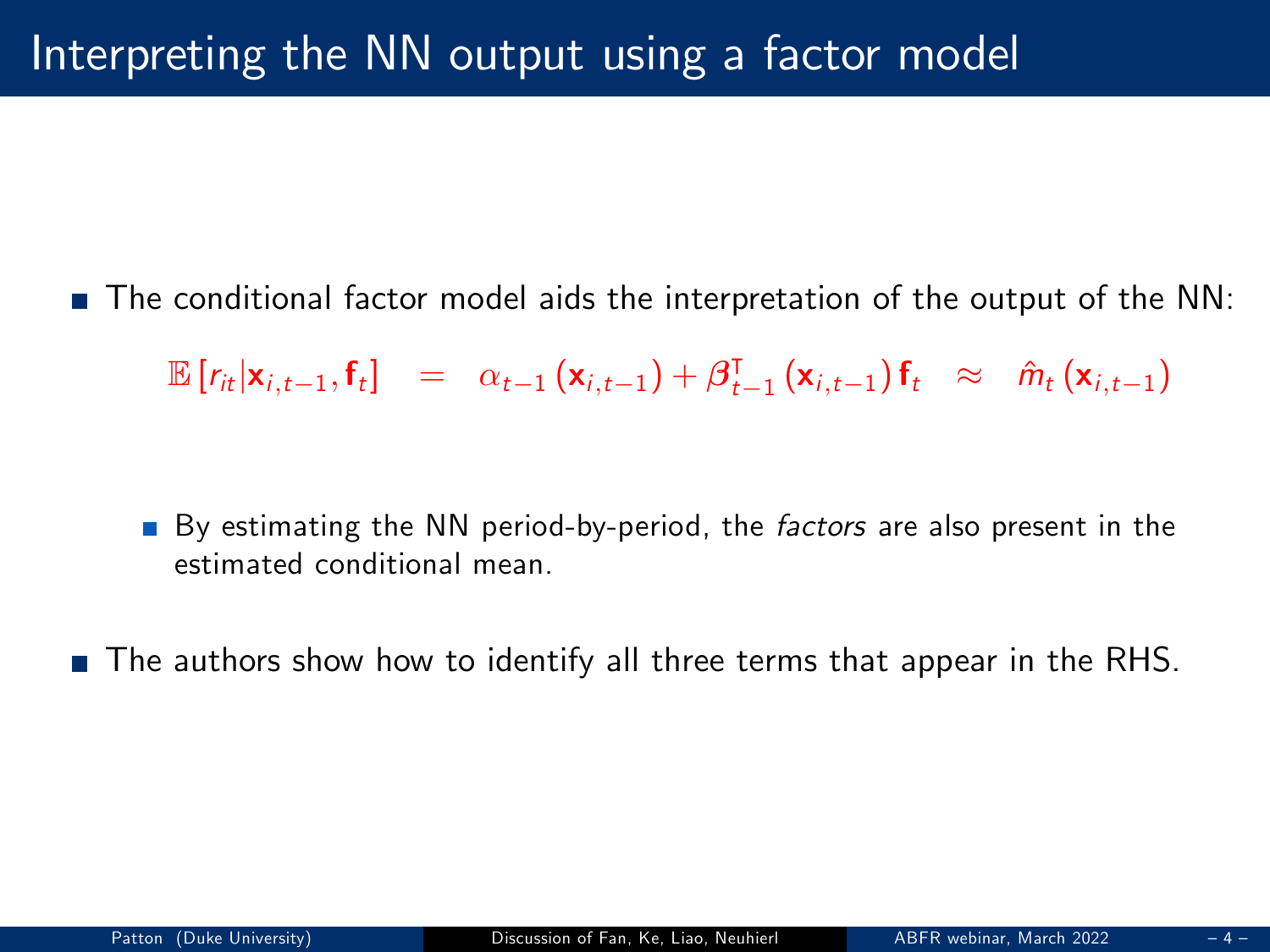# Interpreting the NN output using a factor model

- The conditional factor model aids the interpretation of the output of the NN:

$$\mathbb{E}\left[r_{it}|\mathbf{x}_{i,t-1},\mathbf{f}_t\right] \quad = \quad \alpha_{t-1}\left(\mathbf{x}_{i,t-1}\right)+\boldsymbol{\beta}_{t-1}^{\intercal}\left(\mathbf{x}_{i,t-1}\right)\mathbf{f}_t \quad \approx \quad \hat{m}_t\left(\mathbf{x}_{i,t-1}\right)$$

  - By estimating the NN period-by-period, the *factors* are also present in the estimated conditional mean.

- The authors show how to identify all three terms that appear in the RHS.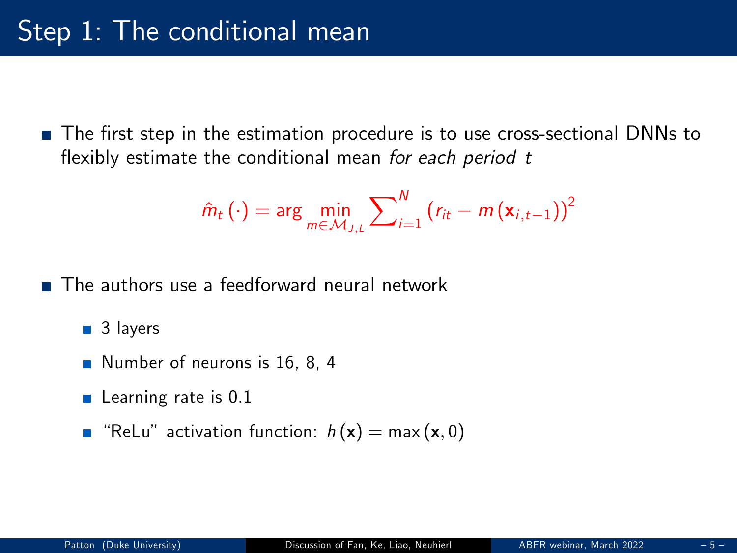# Step 1: The conditional mean

- The first step in the estimation procedure is to use cross-sectional DNNs to flexibly estimate the conditional mean *for each period t*

$$\hat{m}_t(\cdot) = \arg\min_{m \in \mathcal{M}_{J,L}} \sum_{i=1}^{N} \left(r_{it} - m\left(\mathbf{x}_{i,t-1}\right)\right)^2$$

- The authors use a feedforward neural network
  - 3 layers
  - Number of neurons is 16, 8, 4
  - Learning rate is 0.1
  - "ReLu" activation function: $h(\mathbf{x}) = \max(\mathbf{x}, 0)$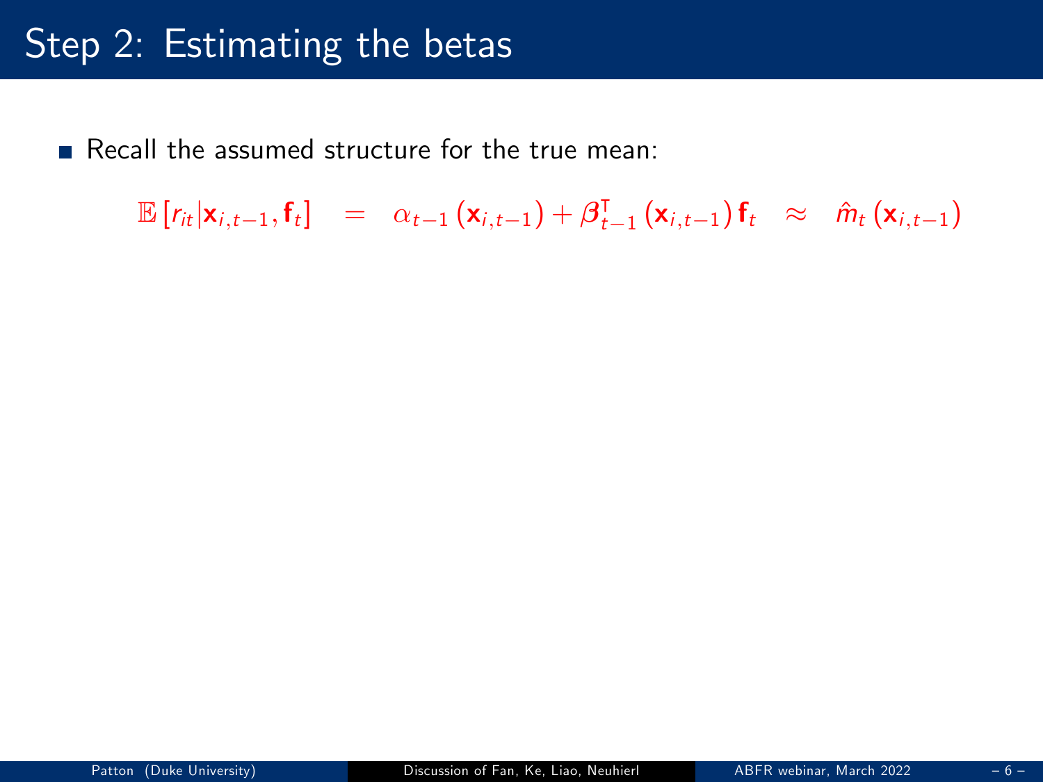# Step 2: Estimating the betas

- Recall the assumed structure for the true mean:

$$\mathbb{E}\left[r_{it}|\mathbf{x}_{i,t-1},\mathbf{f}_t\right] = \alpha_{t-1}\left(\mathbf{x}_{i,t-1}\right) + \boldsymbol{\beta}_{t-1}^{\intercal}\left(\mathbf{x}_{i,t-1}\right)\mathbf{f}_t \approx \hat{m}_t\left(\mathbf{x}_{i,t-1}\right)$$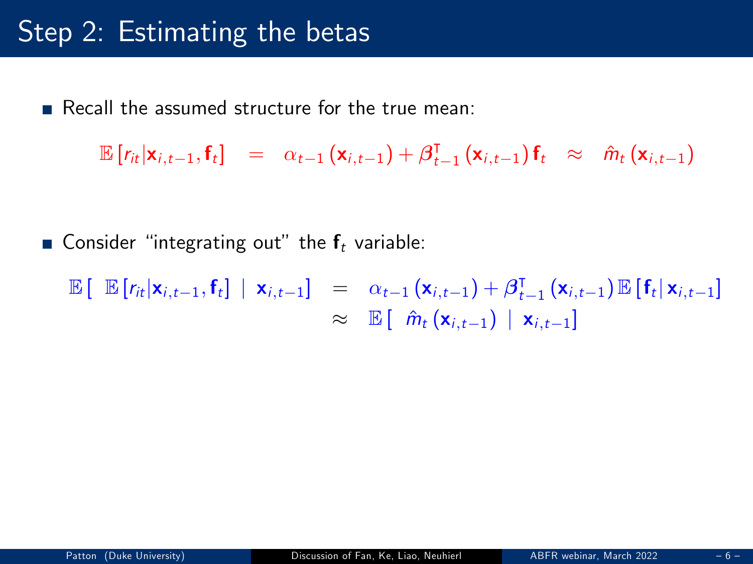# Step 2: Estimating the betas

- Recall the assumed structure for the true mean:

$$\mathbb{E}\left[r_{it}|\mathbf{x}_{i,t-1},\mathbf{f}_t\right] \quad = \quad \alpha_{t-1}\left(\mathbf{x}_{i,t-1}\right)+\boldsymbol{\beta}_{t-1}^{\intercal}\left(\mathbf{x}_{i,t-1}\right)\mathbf{f}_t \quad \approx \quad \hat{m}_t\left(\mathbf{x}_{i,t-1}\right)$$

- Consider "integrating out" the $\mathbf{f}_t$ variable:

$$\begin{aligned}
\mathbb{E}\left[\ \mathbb{E}\left[r_{it}|\mathbf{x}_{i,t-1},\mathbf{f}_t\right]\ \middle|\ \mathbf{x}_{i,t-1}\right] \quad &= \quad \alpha_{t-1}\left(\mathbf{x}_{i,t-1}\right)+\boldsymbol{\beta}_{t-1}^{\intercal}\left(\mathbf{x}_{i,t-1}\right)\mathbb{E}\left[\mathbf{f}_t|\,\mathbf{x}_{i,t-1}\right] \\
&\approx \quad \mathbb{E}\left[\ \hat{m}_t\left(\mathbf{x}_{i,t-1}\right)\ \middle|\ \mathbf{x}_{i,t-1}\right]
\end{aligned}$$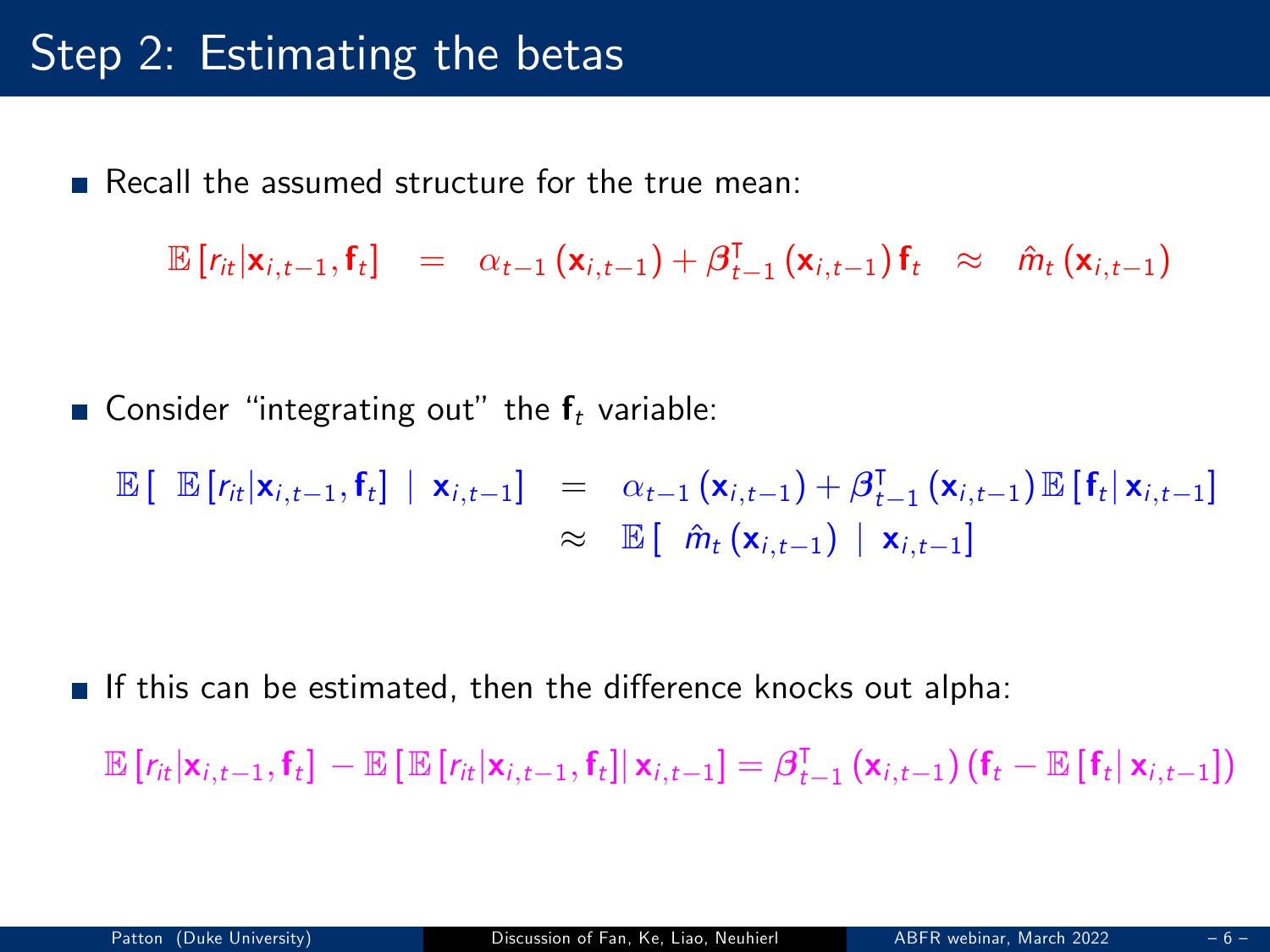# Step 2: Estimating the betas

- Recall the assumed structure for the true mean:

$$\mathbb{E}\left[r_{it} | \mathbf{x}_{i,t-1}, \mathbf{f}_t\right] = \alpha_{t-1}\left(\mathbf{x}_{i,t-1}\right) + \boldsymbol{\beta}_{t-1}^{\intercal}\left(\mathbf{x}_{i,t-1}\right)\mathbf{f}_t \approx \hat{m}_t\left(\mathbf{x}_{i,t-1}\right)$$

- Consider "integrating out" the $\mathbf{f}_t$ variable:

$$\begin{aligned}
\mathbb{E}\left[\ \mathbb{E}\left[r_{it} | \mathbf{x}_{i,t-1}, \mathbf{f}_t\right] \ \middle|\ \mathbf{x}_{i,t-1}\right] &= \alpha_{t-1}\left(\mathbf{x}_{i,t-1}\right) + \boldsymbol{\beta}_{t-1}^{\intercal}\left(\mathbf{x}_{i,t-1}\right)\mathbb{E}\left[\mathbf{f}_t | \mathbf{x}_{i,t-1}\right] \\
&\approx \mathbb{E}\left[\ \hat{m}_t\left(\mathbf{x}_{i,t-1}\right) \ \middle|\ \mathbf{x}_{i,t-1}\right]
\end{aligned}$$

- If this can be estimated, then the difference knocks out alpha:

$$\mathbb{E}\left[r_{it} | \mathbf{x}_{i,t-1}, \mathbf{f}_t\right] - \mathbb{E}\left[\mathbb{E}\left[r_{it} | \mathbf{x}_{i,t-1}, \mathbf{f}_t\right] | \mathbf{x}_{i,t-1}\right] = \boldsymbol{\beta}_{t-1}^{\intercal}\left(\mathbf{x}_{i,t-1}\right)\left(\mathbf{f}_t - \mathbb{E}\left[\mathbf{f}_t | \mathbf{x}_{i,t-1}\right]\right)$$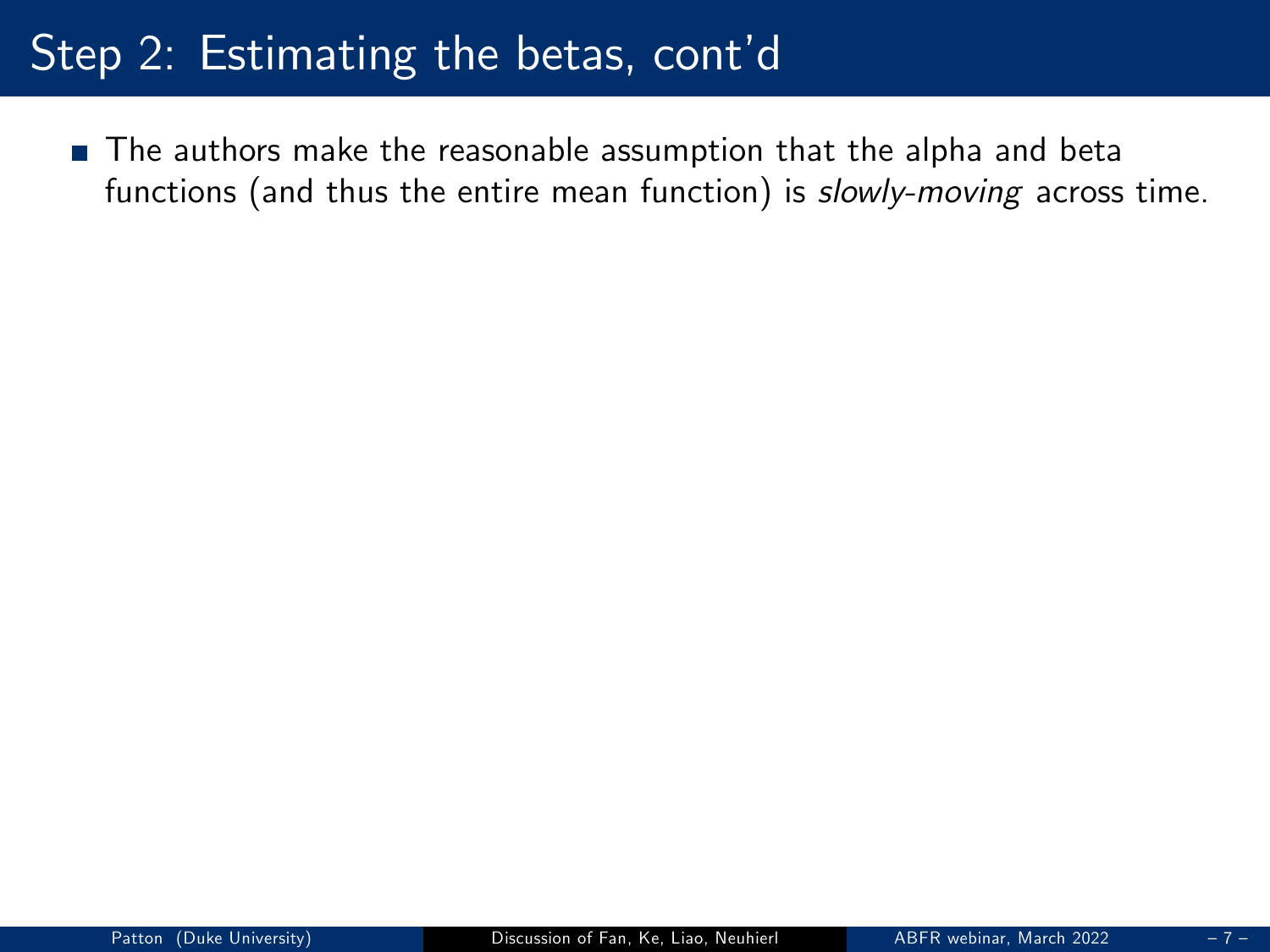# Step 2: Estimating the betas, cont'd

- The authors make the reasonable assumption that the alpha and beta functions (and thus the entire mean function) is *slowly-moving* across time.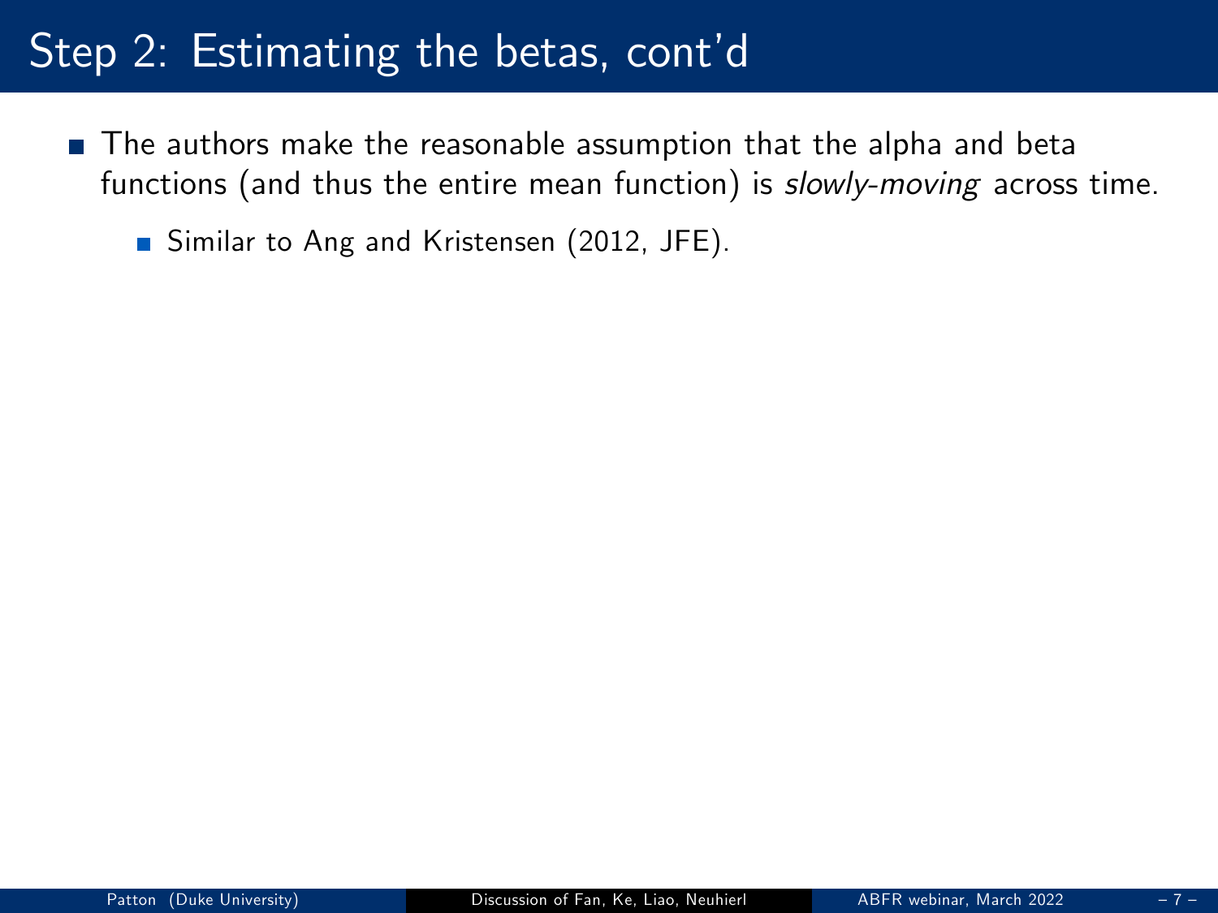# Step 2: Estimating the betas, cont'd

- The authors make the reasonable assumption that the alpha and beta functions (and thus the entire mean function) is *slowly-moving* across time.
  - Similar to Ang and Kristensen (2012, JFE).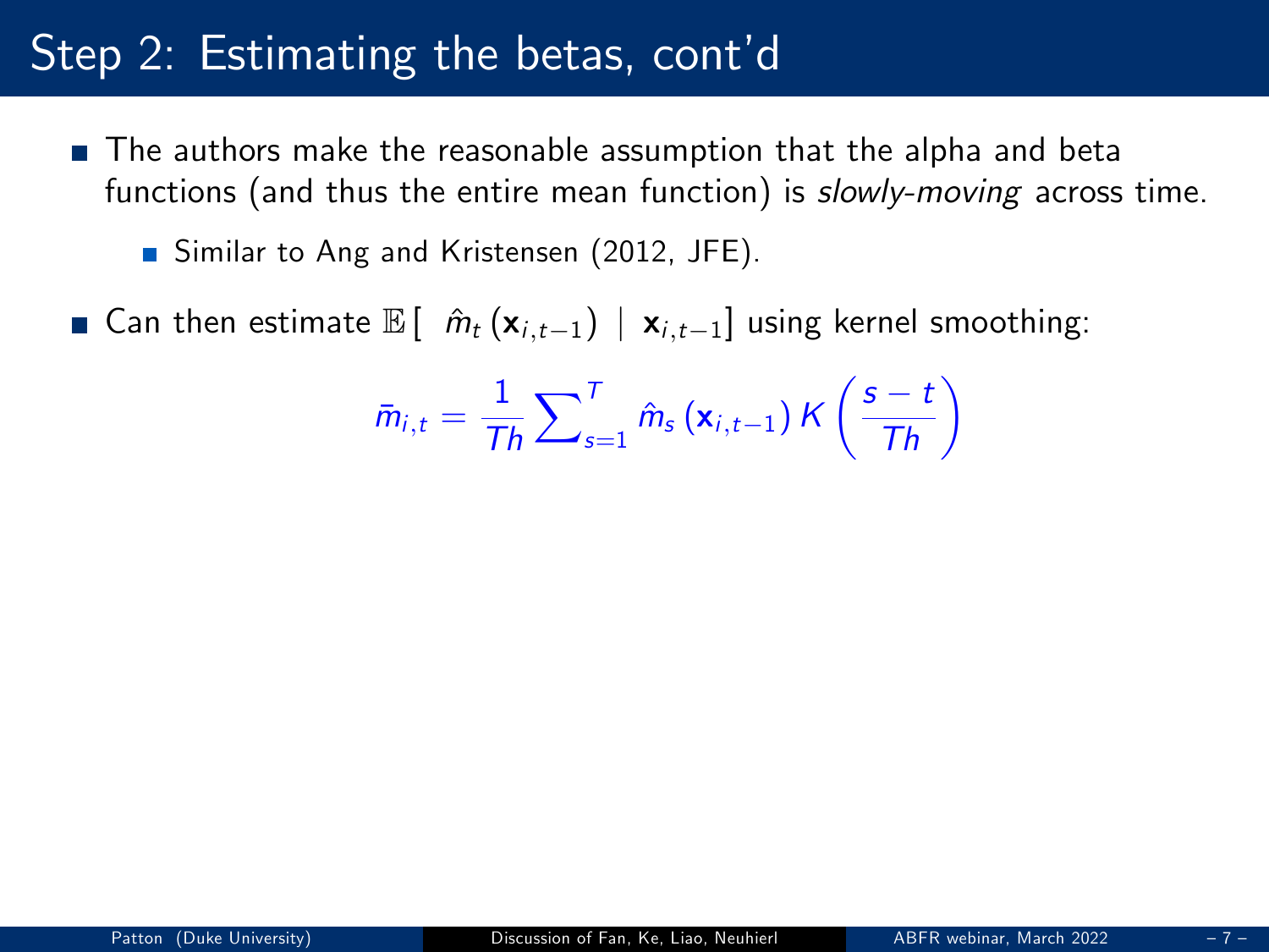# Step 2: Estimating the betas, cont'd

- The authors make the reasonable assumption that the alpha and beta functions (and thus the entire mean function) is *slowly-moving* across time.
  - Similar to Ang and Kristensen (2012, JFE).
- Can then estimate $\mathbb{E}\left[\ \hat{m}_t\left(\mathbf{x}_{i,t-1}\right)\ \mid\ \mathbf{x}_{i,t-1}\right]$ using kernel smoothing:

$$\bar{m}_{i,t} = \frac{1}{Th}\sum_{s=1}^{T} \hat{m}_s\left(\mathbf{x}_{i,t-1}\right) K\left(\frac{s-t}{Th}\right)$$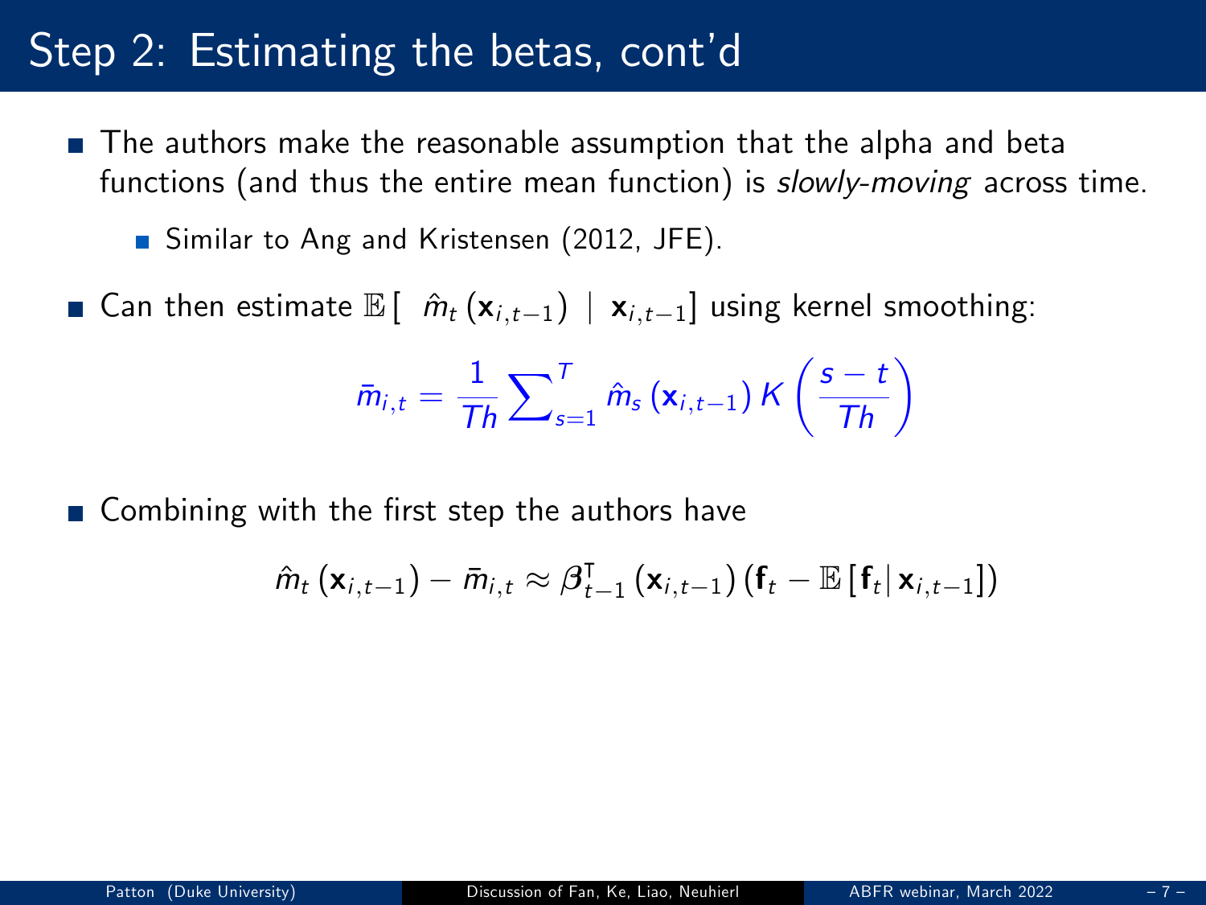# Step 2: Estimating the betas, cont'd

- The authors make the reasonable assumption that the alpha and beta functions (and thus the entire mean function) is *slowly-moving* across time.
  - Similar to Ang and Kristensen (2012, JFE).
- Can then estimate $\mathbb{E}\left[\ \hat{m}_t\left(\mathbf{x}_{i,t-1}\right)\ \middle|\ \mathbf{x}_{i,t-1}\right]$ using kernel smoothing:

$$\bar{m}_{i,t} = \frac{1}{Th}\sum\nolimits_{s=1}^{T} \hat{m}_s\left(\mathbf{x}_{i,t-1}\right) K\left(\frac{s-t}{Th}\right)$$

- Combining with the first step the authors have

$$\hat{m}_t\left(\mathbf{x}_{i,t-1}\right) - \bar{m}_{i,t} \approx \boldsymbol{\beta}_{t-1}^{\intercal}\left(\mathbf{x}_{i,t-1}\right)\left(\mathbf{f}_t - \mathbb{E}\left[\mathbf{f}_t \middle| \mathbf{x}_{i,t-1}\right]\right)$$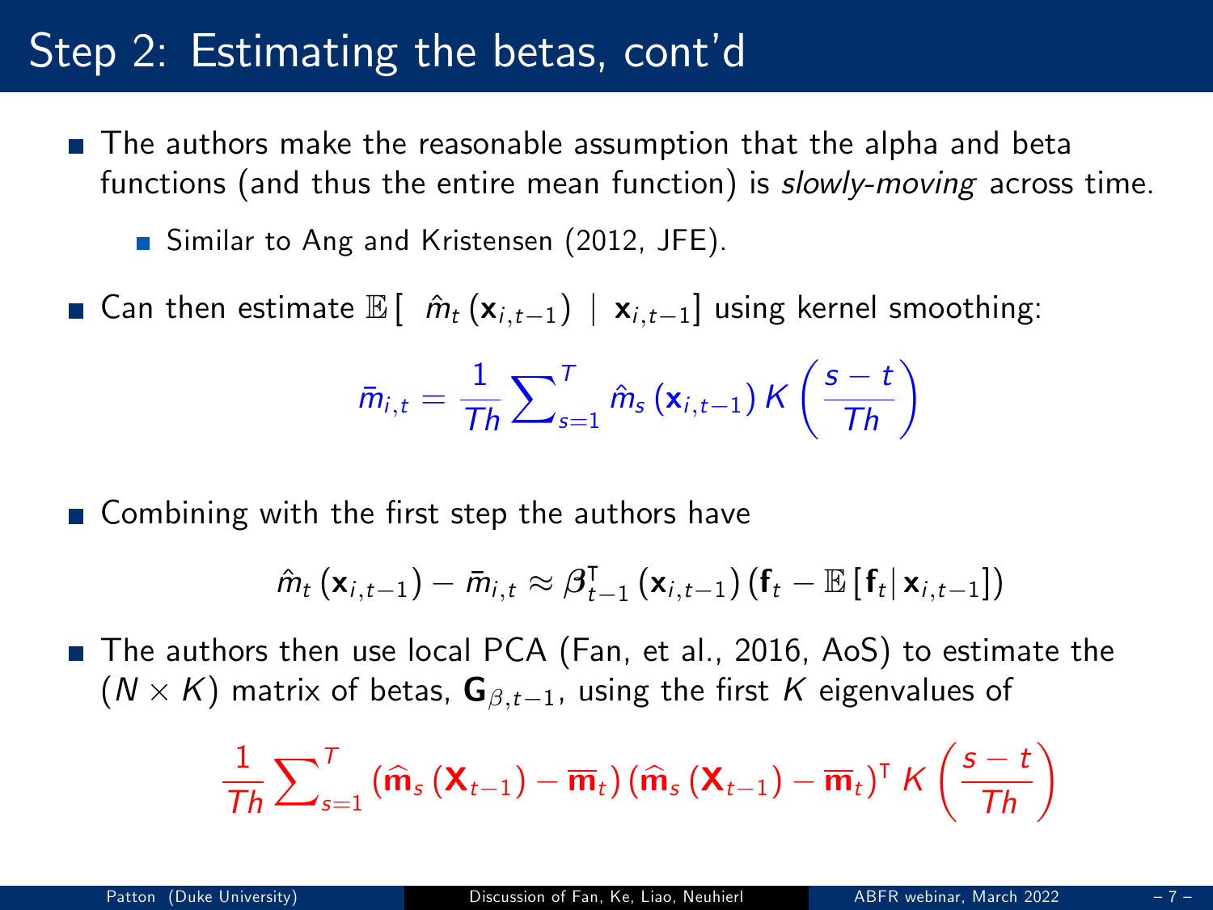# Step 2: Estimating the betas, cont'd

- The authors make the reasonable assumption that the alpha and beta functions (and thus the entire mean function) is *slowly-moving* across time.
  - Similar to Ang and Kristensen (2012, JFE).
- Can then estimate $\mathbb{E}\left[\ \hat{m}_t\left(\mathbf{x}_{i,t-1}\right)\ \mid\ \mathbf{x}_{i,t-1}\right]$ using kernel smoothing:

$$\bar{m}_{i,t} = \frac{1}{Th}\sum\nolimits_{s=1}^{T} \hat{m}_s\left(\mathbf{x}_{i,t-1}\right) K\left(\frac{s-t}{Th}\right)$$

- Combining with the first step the authors have

$$\hat{m}_t\left(\mathbf{x}_{i,t-1}\right) - \bar{m}_{i,t} \approx \boldsymbol{\beta}_{t-1}^{\intercal}\left(\mathbf{x}_{i,t-1}\right)\left(\mathbf{f}_t - \mathbb{E}\left[\mathbf{f}_t \middle| \mathbf{x}_{i,t-1}\right]\right)$$

- The authors then use local PCA (Fan, et al., 2016, AoS) to estimate the $(N \times K)$ matrix of betas, $\mathbf{G}_{\beta,t-1}$, using the first $K$ eigenvalues of

$$\frac{1}{Th}\sum\nolimits_{s=1}^{T}\left(\widehat{\mathbf{m}}_s\left(\mathbf{X}_{t-1}\right) - \overline{\mathbf{m}}_t\right)\left(\widehat{\mathbf{m}}_s\left(\mathbf{X}_{t-1}\right) - \overline{\mathbf{m}}_t\right)^{\intercal} K\left(\frac{s-t}{Th}\right)$$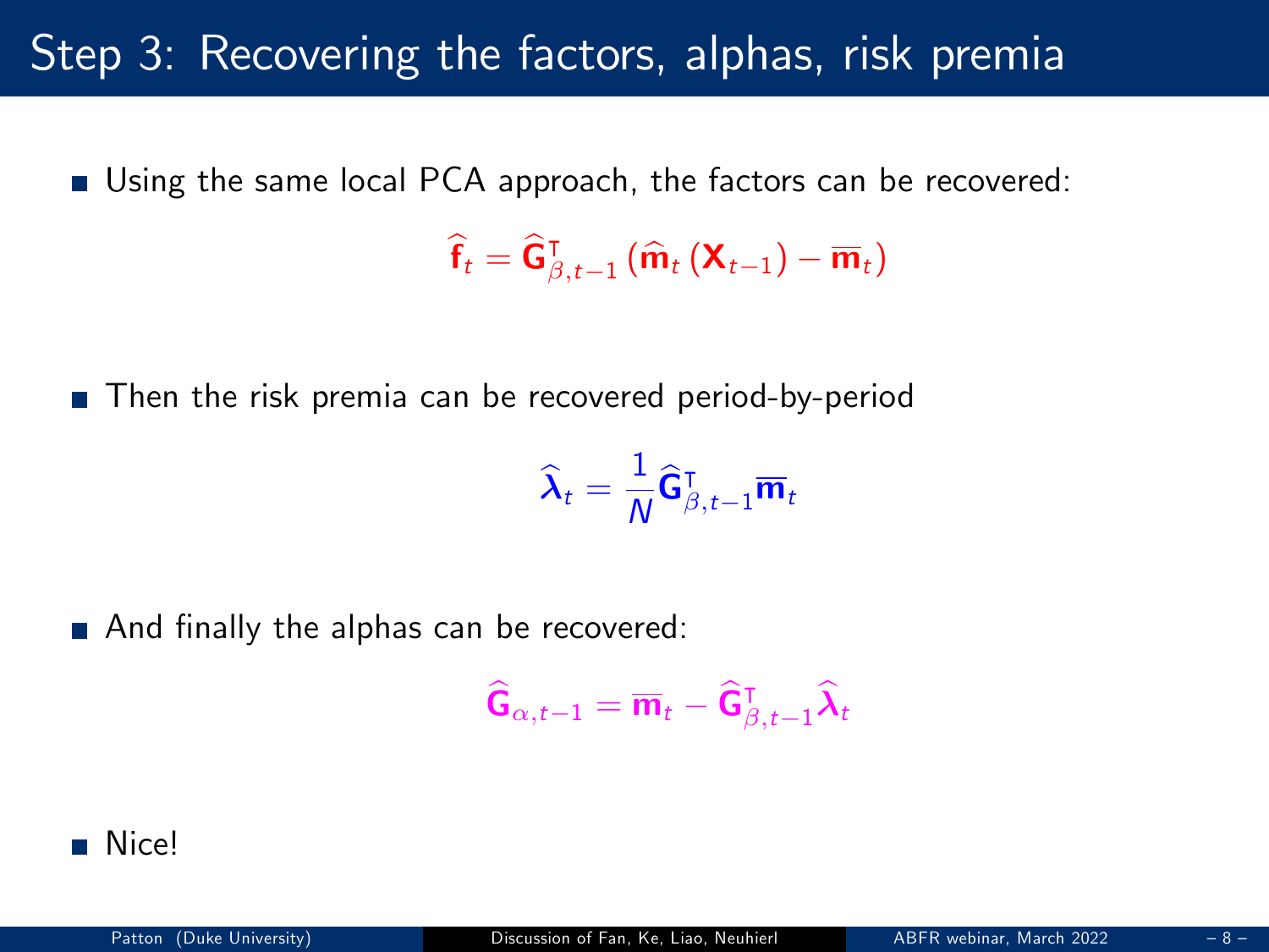# Step 3: Recovering the factors, alphas, risk premia

- Using the same local PCA approach, the factors can be recovered:

$$\widehat{\mathbf{f}}_t = \widehat{\mathbf{G}}_{\beta,t-1}^{\intercal} \left( \widehat{\mathbf{m}}_t \left( \mathbf{X}_{t-1} \right) - \overline{\mathbf{m}}_t \right)$$

- Then the risk premia can be recovered period-by-period

$$\widehat{\boldsymbol{\lambda}}_t = \frac{1}{N} \widehat{\mathbf{G}}_{\beta,t-1}^{\intercal} \overline{\mathbf{m}}_t$$

- And finally the alphas can be recovered:

$$\widehat{\mathbf{G}}_{\alpha,t-1} = \overline{\mathbf{m}}_t - \widehat{\mathbf{G}}_{\beta,t-1}^{\intercal} \widehat{\boldsymbol{\lambda}}_t$$

- Nice!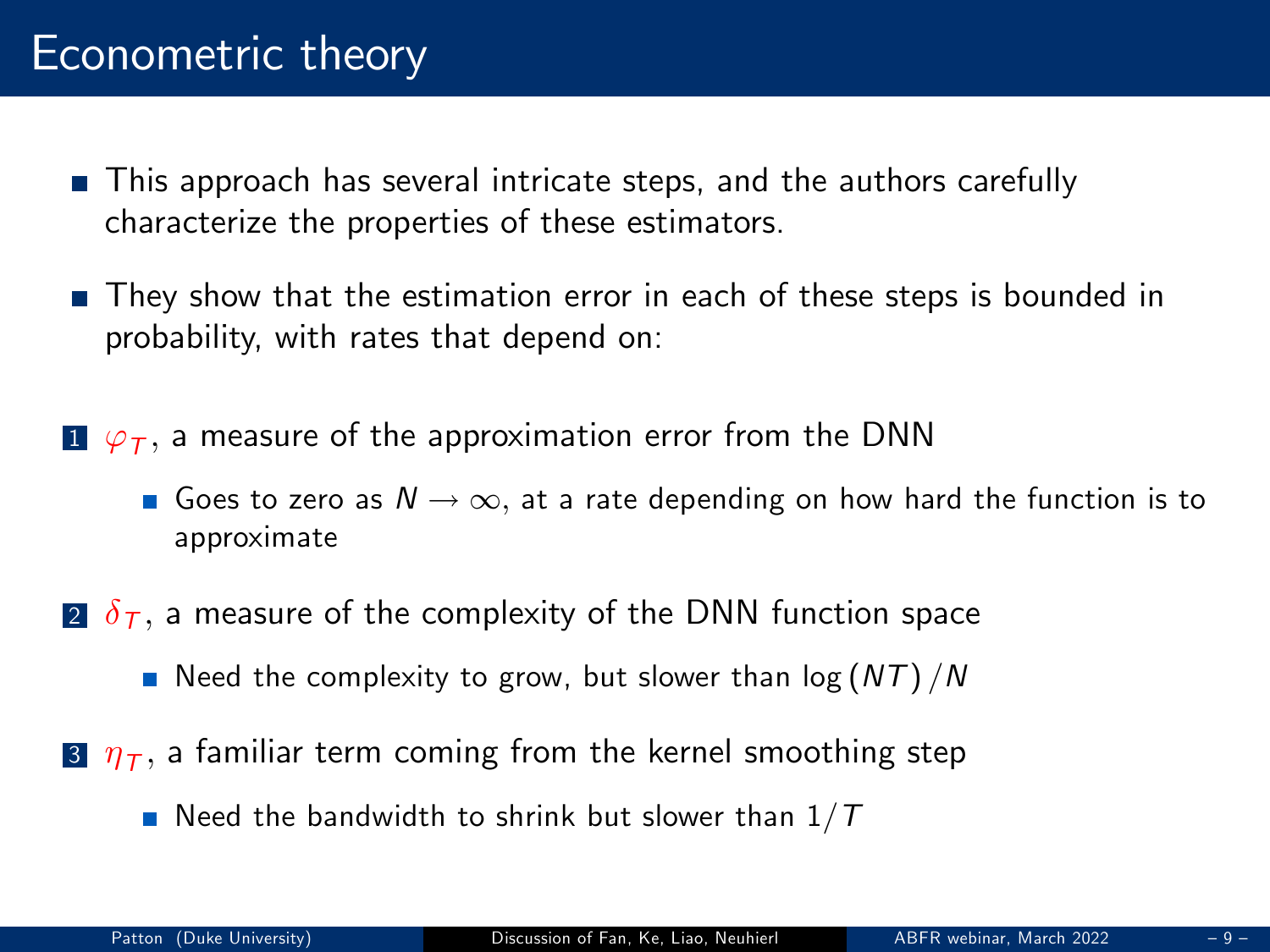# Econometric theory

- This approach has several intricate steps, and the authors carefully characterize the properties of these estimators.
- They show that the estimation error in each of these steps is bounded in probability, with rates that depend on:

1. $\varphi_T$, a measure of the approximation error from the DNN
   - Goes to zero as $N \rightarrow \infty$, at a rate depending on how hard the function is to approximate
2. $\delta_T$, a measure of the complexity of the DNN function space
   - Need the complexity to grow, but slower than $\log(NT)/N$
3. $\eta_T$, a familiar term coming from the kernel smoothing step
   - Need the bandwidth to shrink but slower than $1/T$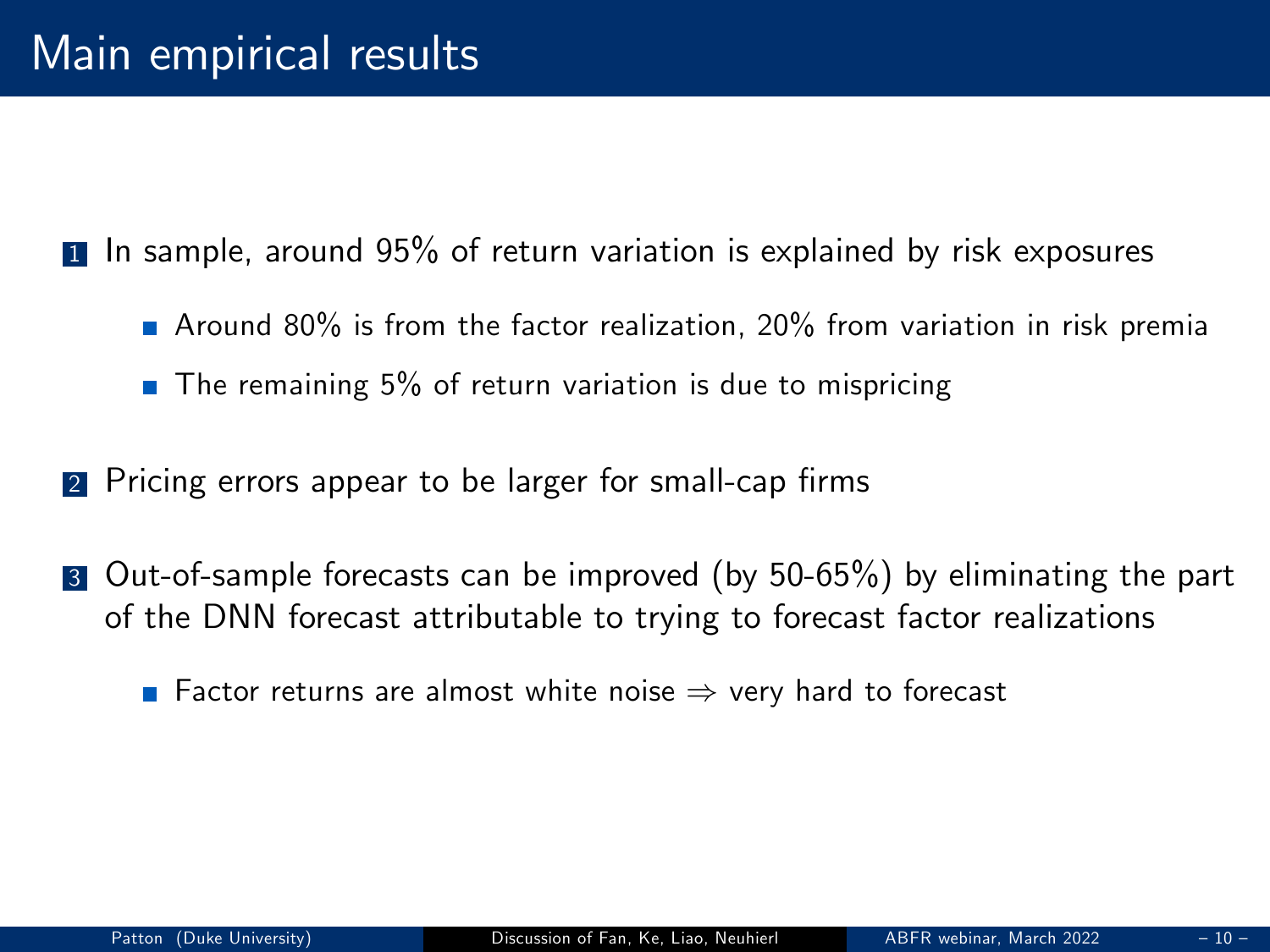# Main empirical results

1. In sample, around 95% of return variation is explained by risk exposures
   - Around 80% is from the factor realization, 20% from variation in risk premia
   - The remaining 5% of return variation is due to mispricing

2. Pricing errors appear to be larger for small-cap firms

3. Out-of-sample forecasts can be improved (by 50-65%) by eliminating the part of the DNN forecast attributable to trying to forecast factor realizations
   - Factor returns are almost white noise $\Rightarrow$ very hard to forecast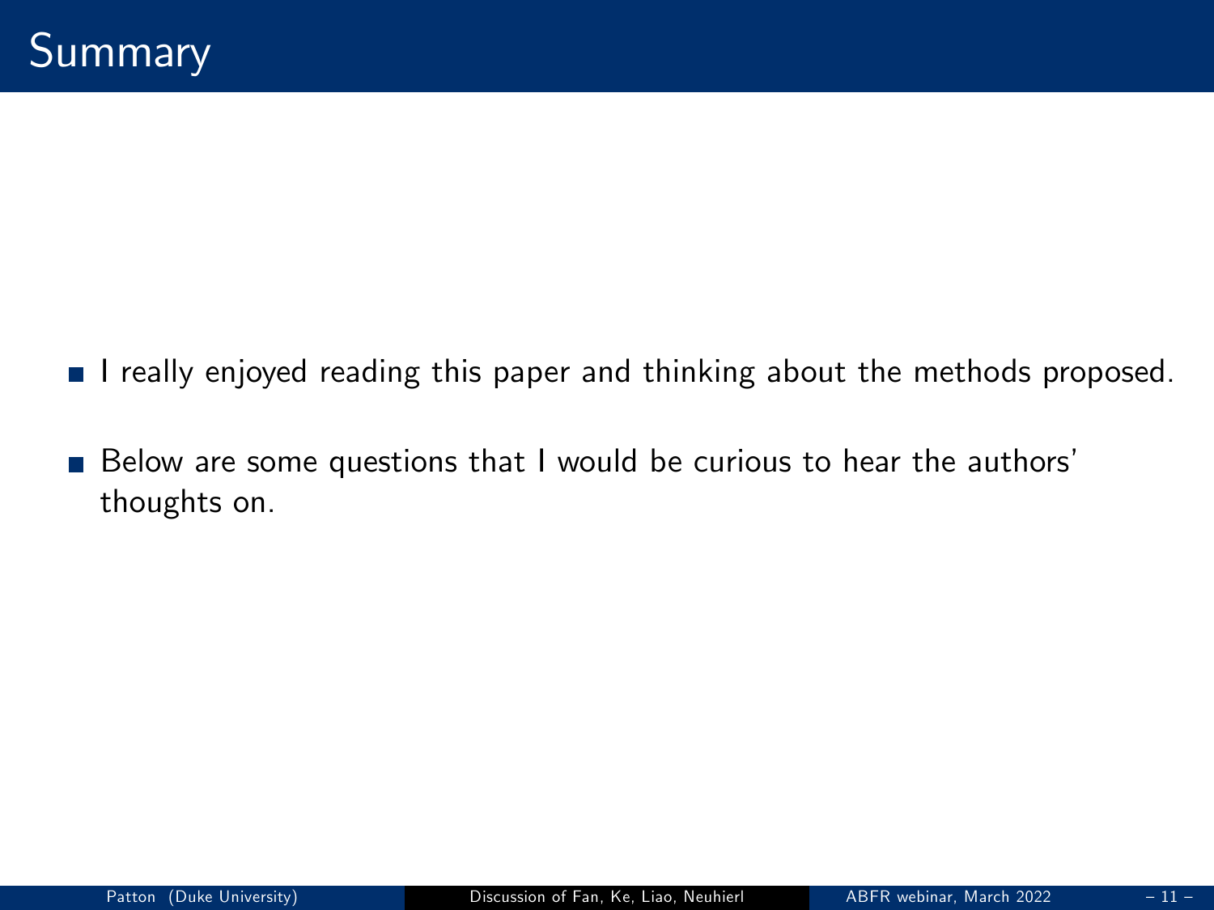# Summary

- I really enjoyed reading this paper and thinking about the methods proposed.
- Below are some questions that I would be curious to hear the authors' thoughts on.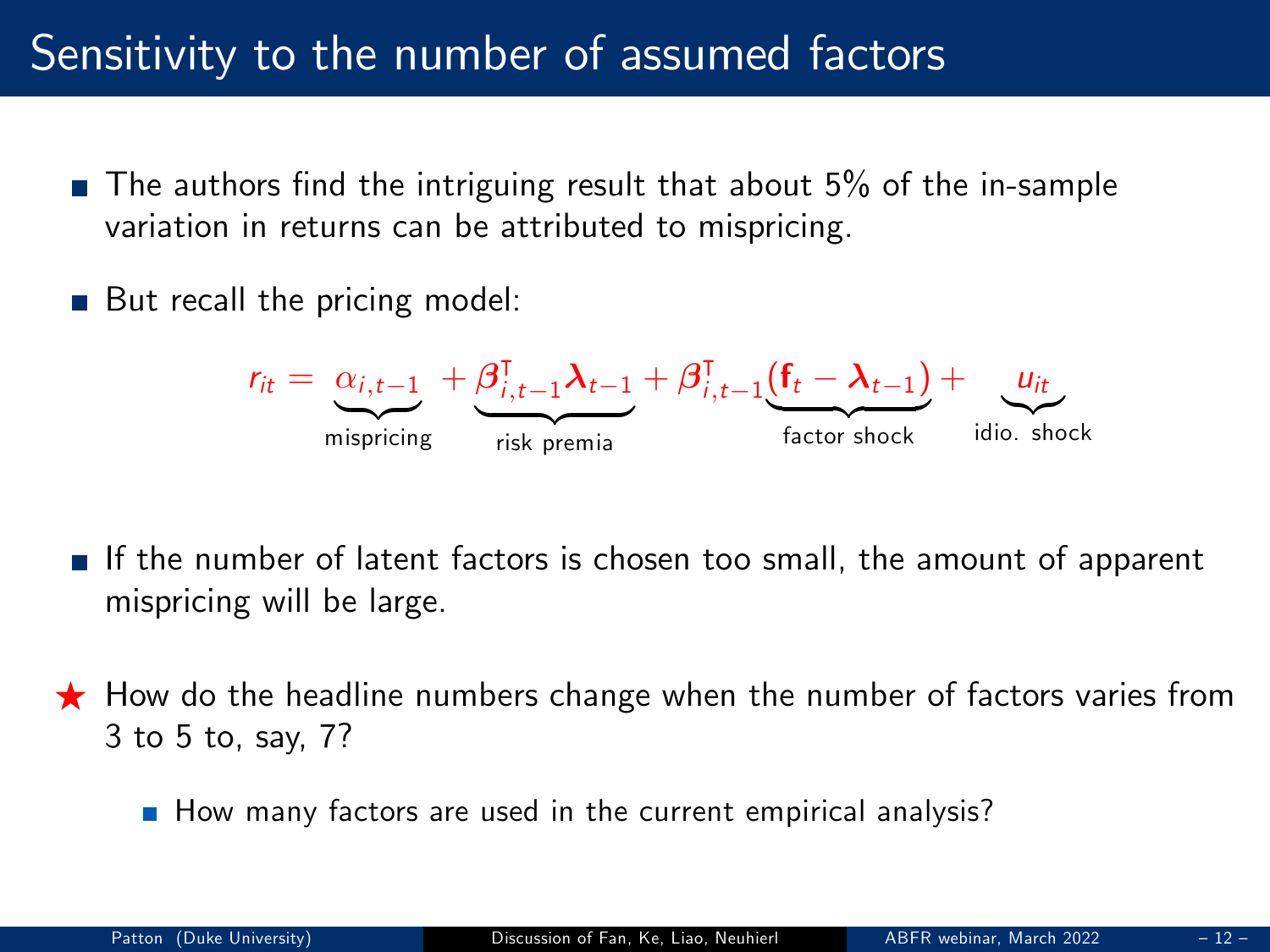# Sensitivity to the number of assumed factors

- The authors find the intriguing result that about 5% of the in-sample variation in returns can be attributed to mispricing.
- But recall the pricing model:

$$r_{it} = \underbrace{\alpha_{i,t-1}}_{\text{mispricing}} + \underbrace{\boldsymbol{\beta}_{i,t-1}^{\intercal}\boldsymbol{\lambda}_{t-1}}_{\text{risk premia}} + \boldsymbol{\beta}_{i,t-1}^{\intercal}\underbrace{(\mathbf{f}_t - \boldsymbol{\lambda}_{t-1})}_{\text{factor shock}} + \underbrace{u_{it}}_{\text{idio. shock}}$$

- If the number of latent factors is chosen too small, the amount of apparent mispricing will be large.

★ How do the headline numbers change when the number of factors varies from 3 to 5 to, say, 7?

  - How many factors are used in the current empirical analysis?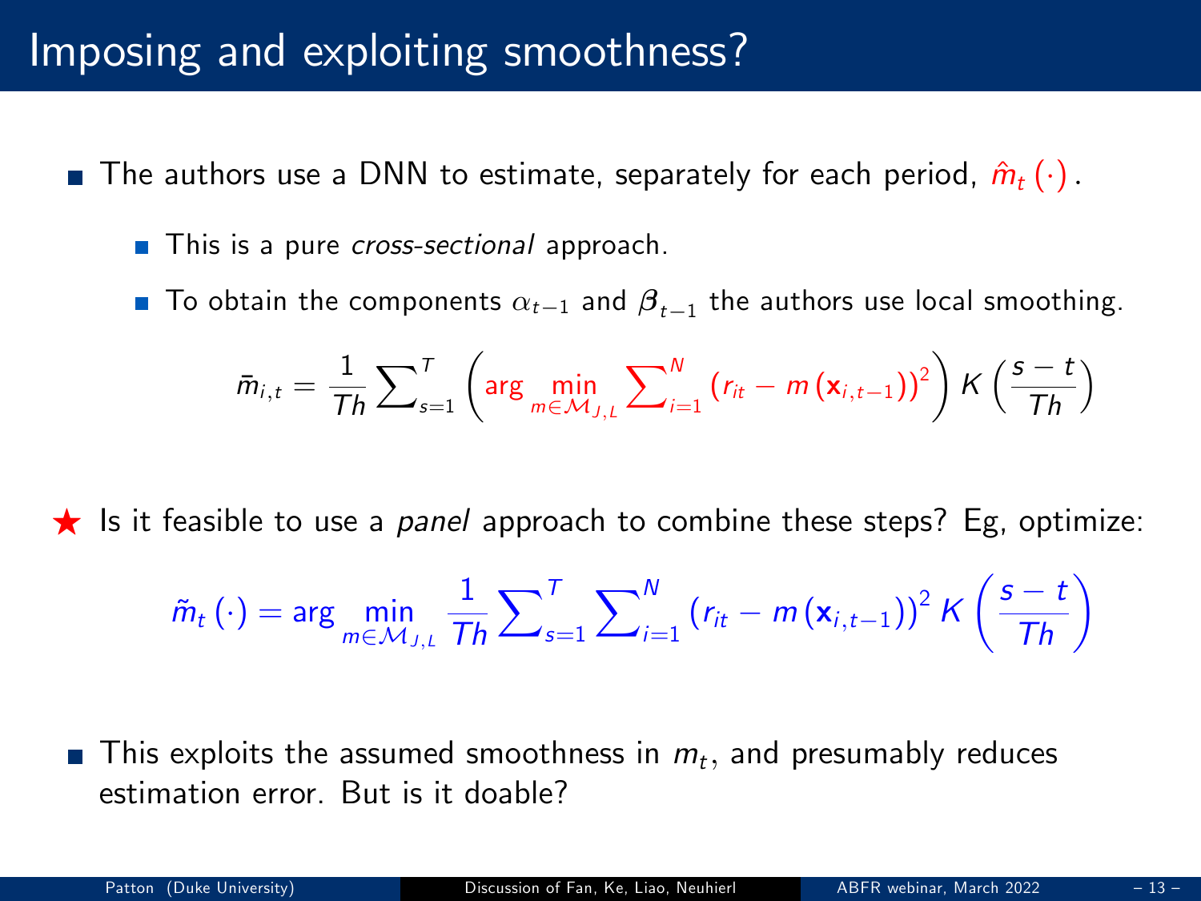# Imposing and exploiting smoothness?

- The authors use a DNN to estimate, separately for each period, $\hat{m}_t(\cdot)$.
  - This is a pure *cross-sectional* approach.
  - To obtain the components $\alpha_{t-1}$ and $\boldsymbol{\beta}_{t-1}$ the authors use local smoothing.

$$\bar{m}_{i,t} = \frac{1}{Th} \sum_{s=1}^{T} \left( \arg \min_{m \in \mathcal{M}_{J,L}} \sum_{i=1}^{N} \left( r_{it} - m\left(\mathbf{x}_{i,t-1}\right)\right)^2 \right) K\left(\frac{s-t}{Th}\right)$$

★ Is it feasible to use a *panel* approach to combine these steps? Eg, optimize:

$$\tilde{m}_t(\cdot) = \arg \min_{m \in \mathcal{M}_{J,L}} \frac{1}{Th} \sum_{s=1}^{T} \sum_{i=1}^{N} \left( r_{it} - m\left(\mathbf{x}_{i,t-1}\right)\right)^2 K\left(\frac{s-t}{Th}\right)$$

- This exploits the assumed smoothness in $m_t$, and presumably reduces estimation error. But is it doable?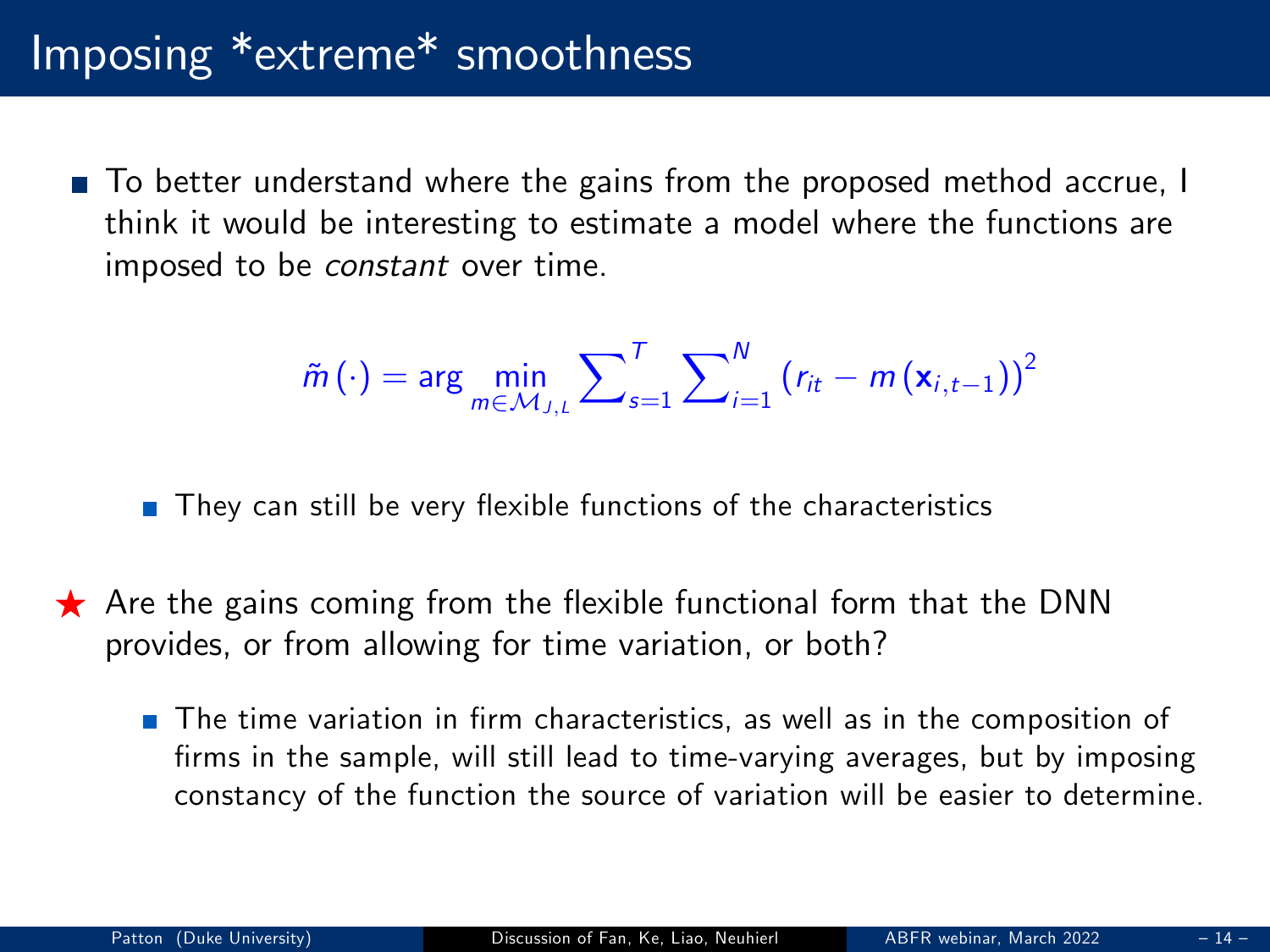# Imposing *extreme* smoothness

- To better understand where the gains from the proposed method accrue, I think it would be interesting to estimate a model where the functions are imposed to be *constant* over time.

$$\tilde{m}(\cdot) = \arg \min_{m \in \mathcal{M}_{J,L}} \sum_{s=1}^{T} \sum_{i=1}^{N} \left(r_{it} - m\left(\mathbf{x}_{i,t-1}\right)\right)^2$$

  - They can still be very flexible functions of the characteristics

★ Are the gains coming from the flexible functional form that the DNN provides, or from allowing for time variation, or both?

  - The time variation in firm characteristics, as well as in the composition of firms in the sample, will still lead to time-varying averages, but by imposing constancy of the function the source of variation will be easier to determine.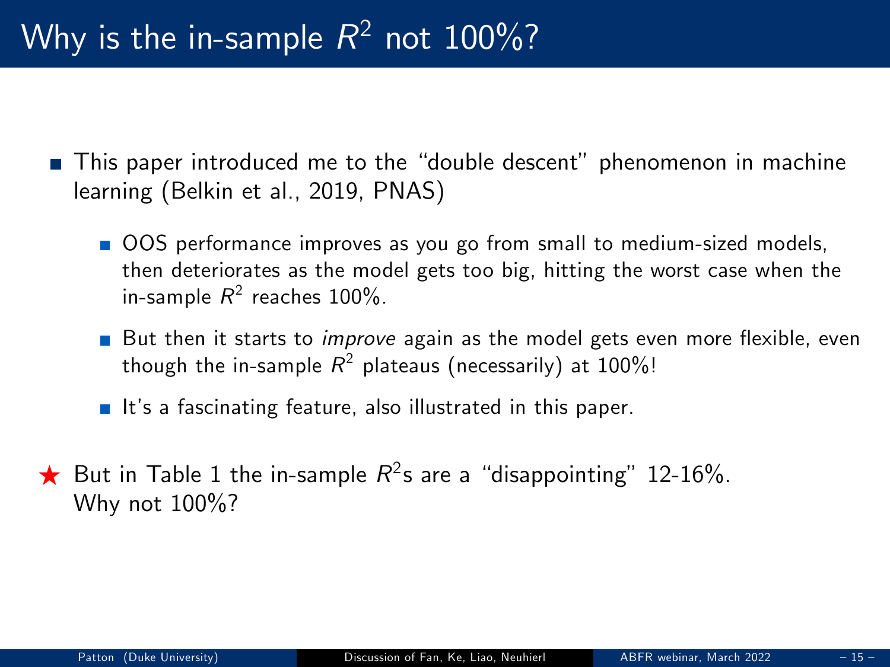# Why is the in-sample $R^2$ not 100%?

- This paper introduced me to the "double descent" phenomenon in machine learning (Belkin et al., 2019, PNAS)
  - OOS performance improves as you go from small to medium-sized models, then deteriorates as the model gets too big, hitting the worst case when the in-sample $R^2$ reaches 100%.
  - But then it starts to *improve* again as the model gets even more flexible, even though the in-sample $R^2$ plateaus (necessarily) at 100%!
  - It's a fascinating feature, also illustrated in this paper.

★ But in Table 1 the in-sample $R^2$s are a "disappointing" 12-16%. Why not 100%?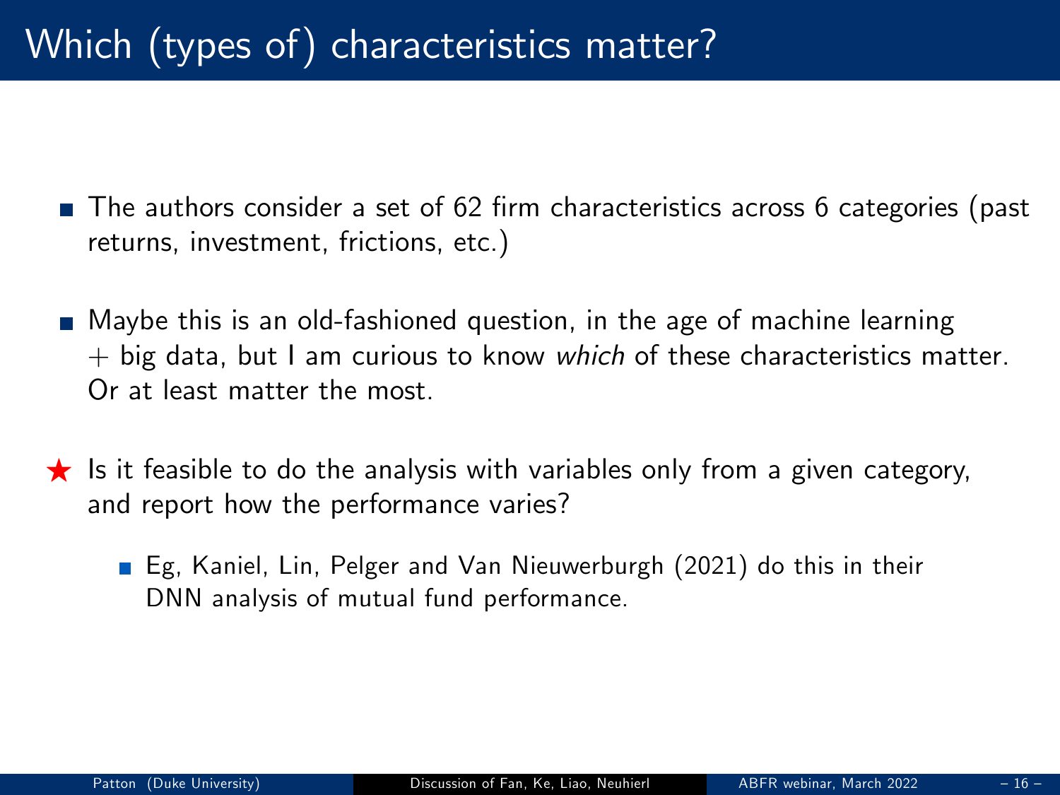# Which (types of) characteristics matter?

- The authors consider a set of 62 firm characteristics across 6 categories (past returns, investment, frictions, etc.)

- Maybe this is an old-fashioned question, in the age of machine learning + big data, but I am curious to know *which* of these characteristics matter. Or at least matter the most.

★ Is it feasible to do the analysis with variables only from a given category, and report how the performance varies?

  - Eg, Kaniel, Lin, Pelger and Van Nieuwerburgh (2021) do this in their DNN analysis of mutual fund performance.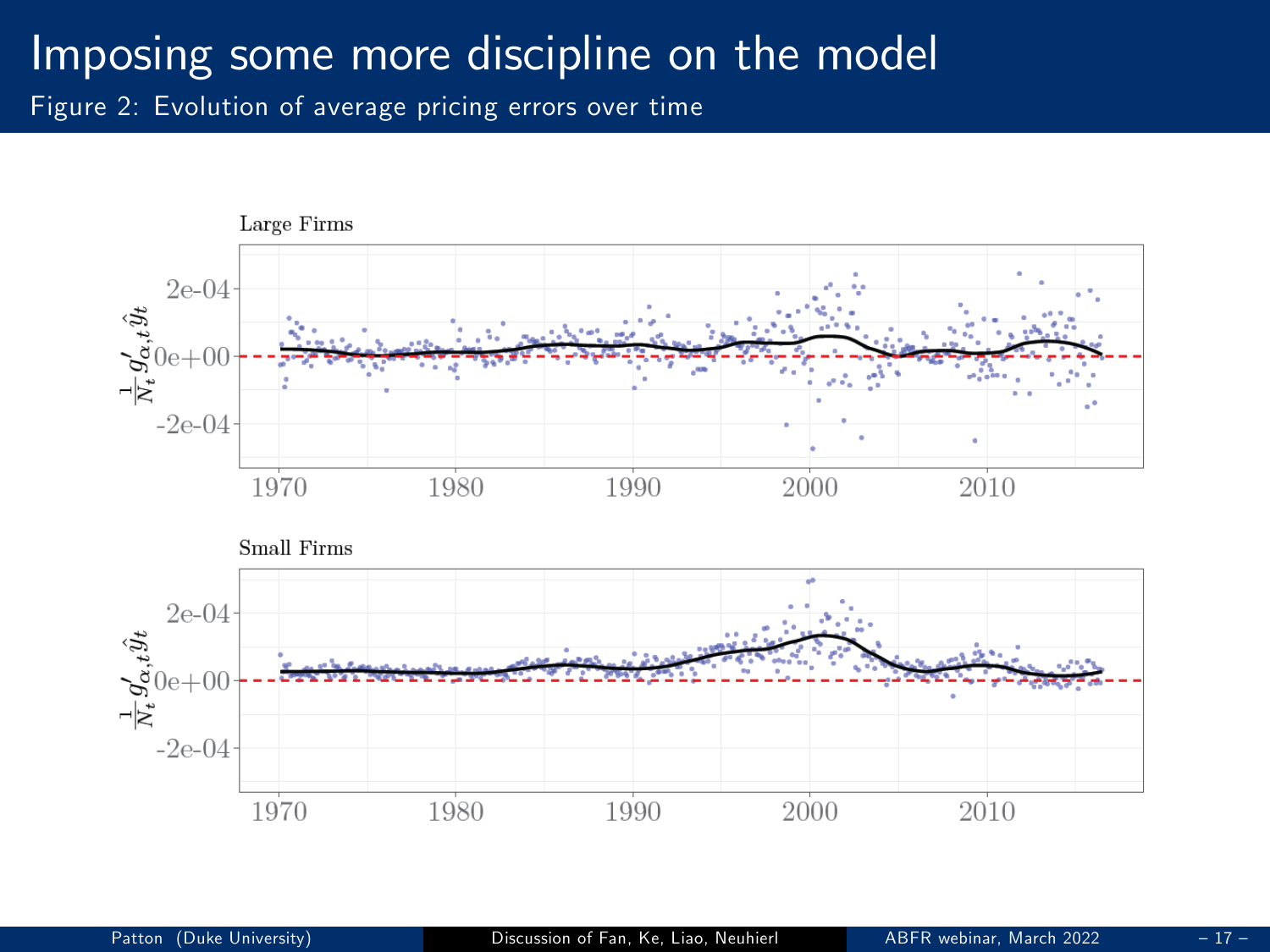# Imposing some more discipline on the model

Figure 2: Evolution of average pricing errors over time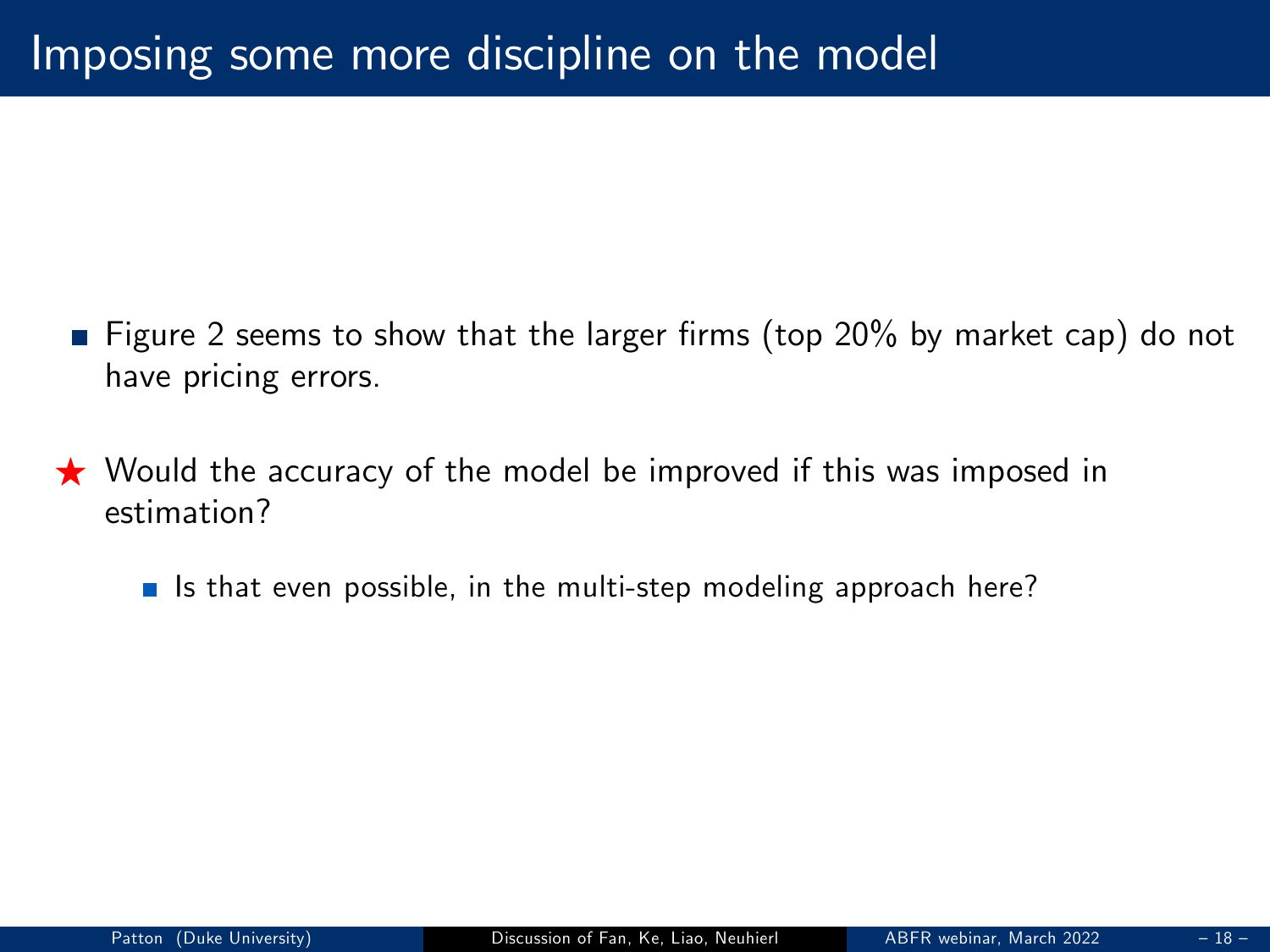# Imposing some more discipline on the model

- Figure 2 seems to show that the larger firms (top 20% by market cap) do not have pricing errors.

★ Would the accuracy of the model be improved if this was imposed in estimation?

  - Is that even possible, in the multi-step modeling approach here?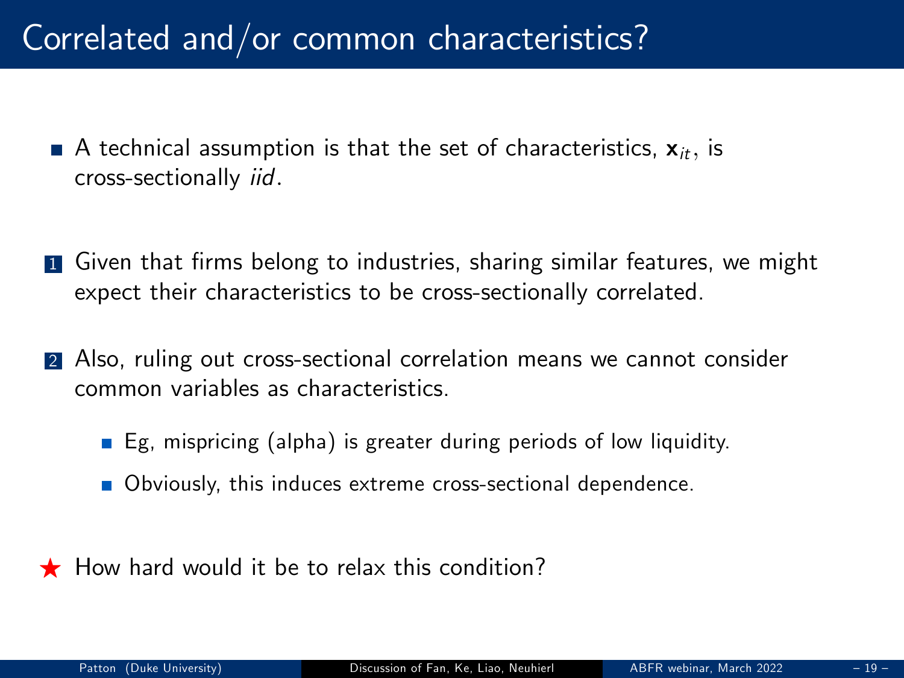# Correlated and/or common characteristics?

- A technical assumption is that the set of characteristics, $\mathbf{x}_{it}$, is cross-sectionally *iid*.

1. Given that firms belong to industries, sharing similar features, we might expect their characteristics to be cross-sectionally correlated.

2. Also, ruling out cross-sectional correlation means we cannot consider common variables as characteristics.
   - Eg, mispricing (alpha) is greater during periods of low liquidity.
   - Obviously, this induces extreme cross-sectional dependence.

★ How hard would it be to relax this condition?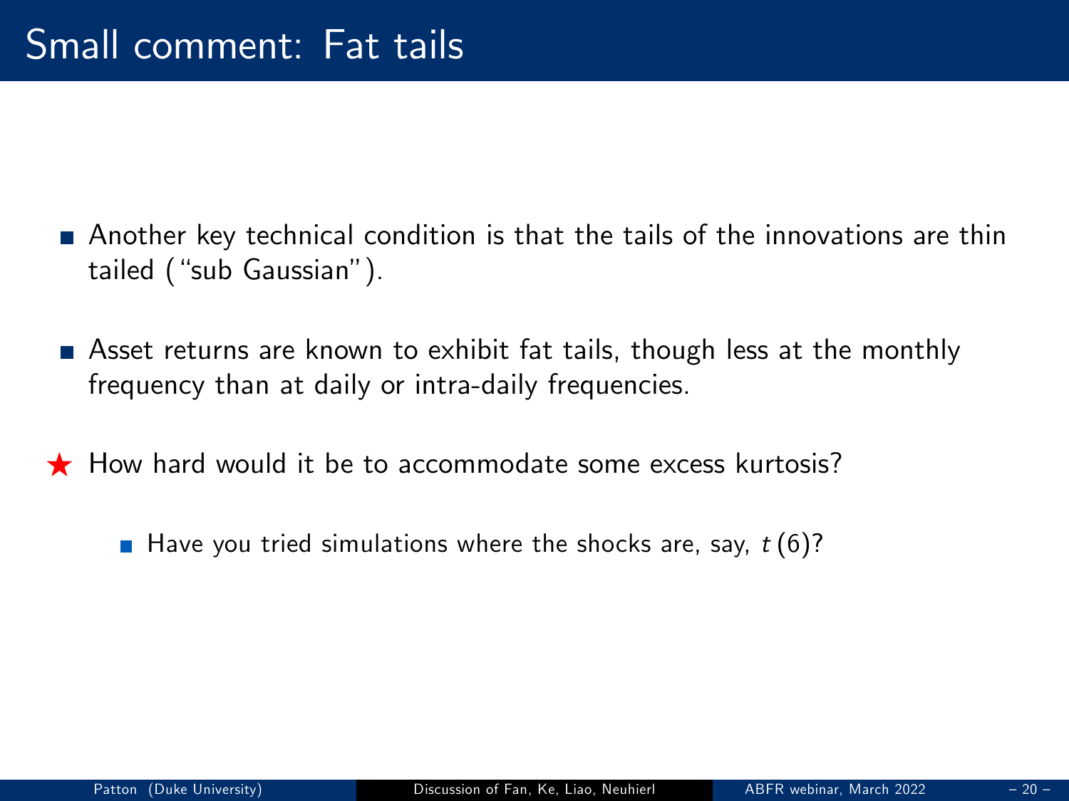# Small comment: Fat tails

- Another key technical condition is that the tails of the innovations are thin tailed ("sub Gaussian").
- Asset returns are known to exhibit fat tails, though less at the monthly frequency than at daily or intra-daily frequencies.

★ How hard would it be to accommodate some excess kurtosis?

  - Have you tried simulations where the shocks are, say, $t(6)$?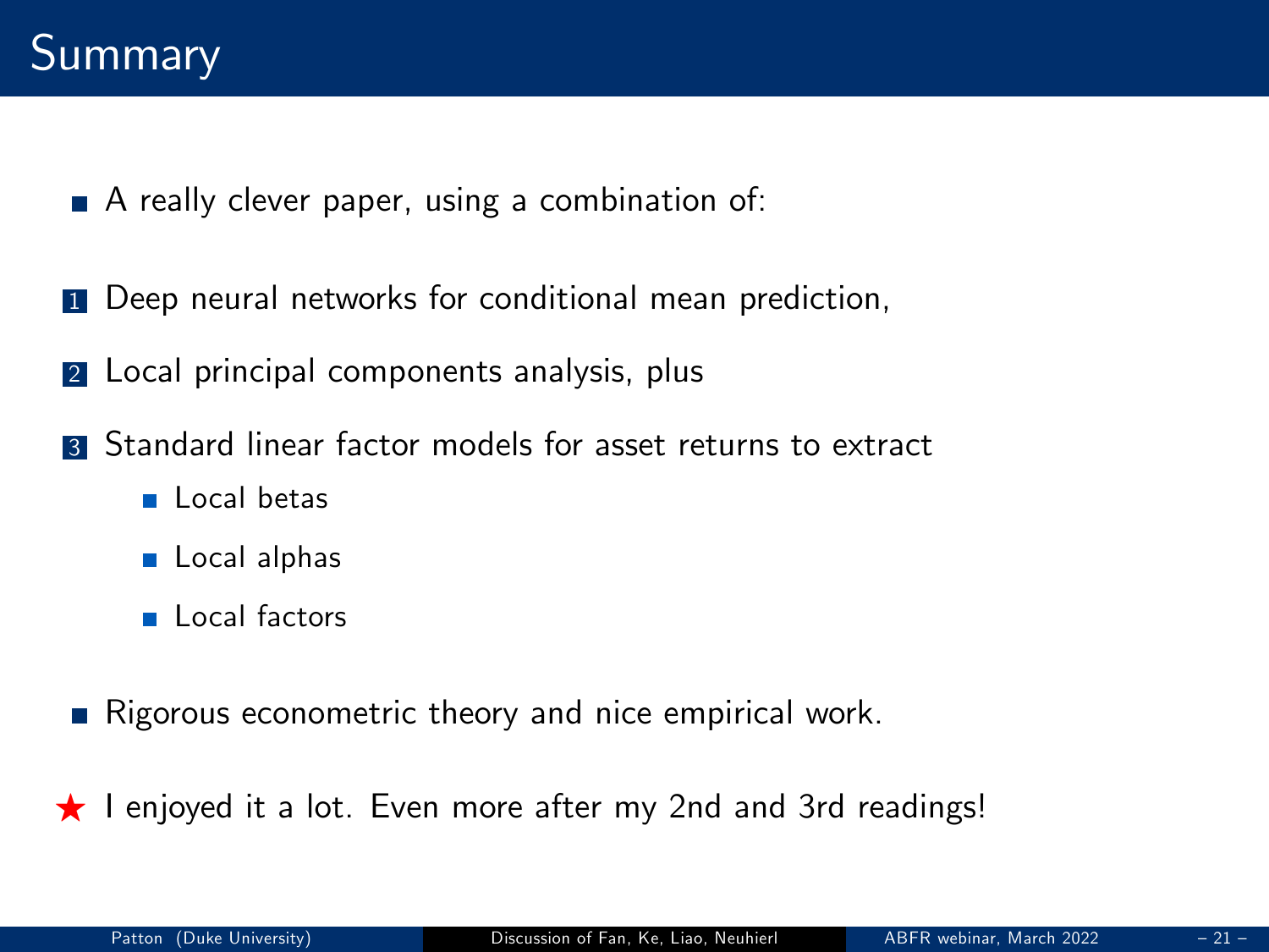# Summary

- A really clever paper, using a combination of:

1. Deep neural networks for conditional mean prediction,
2. Local principal components analysis, plus
3. Standard linear factor models for asset returns to extract
   - Local betas
   - Local alphas
   - Local factors

- Rigorous econometric theory and nice empirical work.

★ I enjoyed it a lot. Even more after my 2nd and 3rd readings!